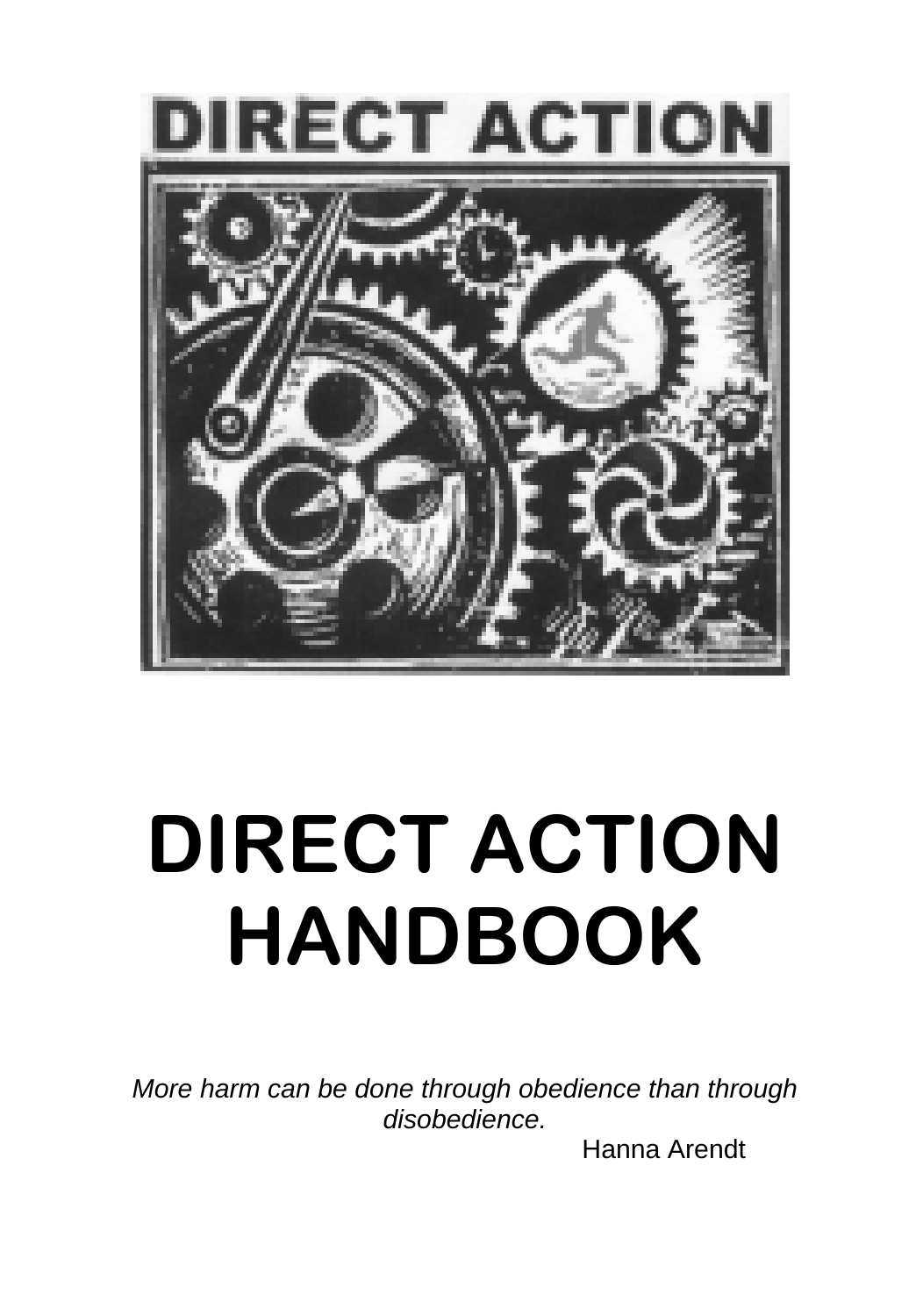DIRECT ACTION

# DIRECT ACTION HANDBOOK

*More harm can be done through obedience than through disobedience.*

Hanna Arendt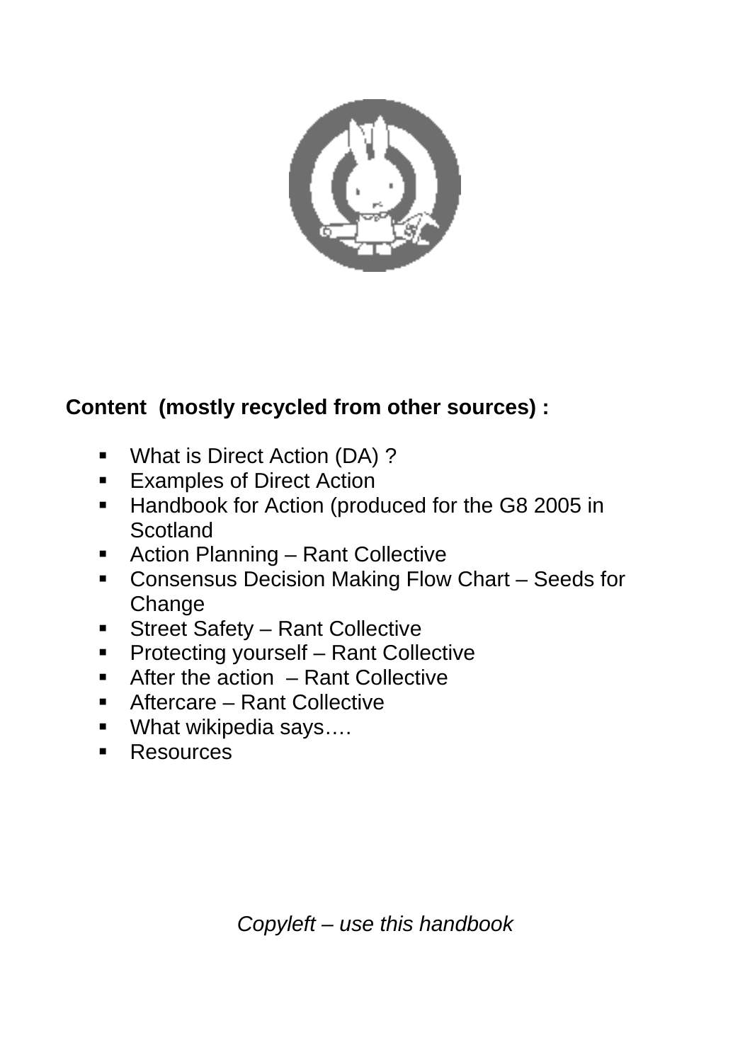**Content (mostly recycled from other sources) :**

- What is Direct Action (DA) ?
- Examples of Direct Action
- Handbook for Action (produced for the G8 2005 in Scotland
- Action Planning – Rant Collective
- Consensus Decision Making Flow Chart – Seeds for Change
- Street Safety – Rant Collective
- Protecting yourself – Rant Collective
- After the action – Rant Collective
- Aftercare – Rant Collective
- What wikipedia says….
- Resources

*Copyleft – use this handbook*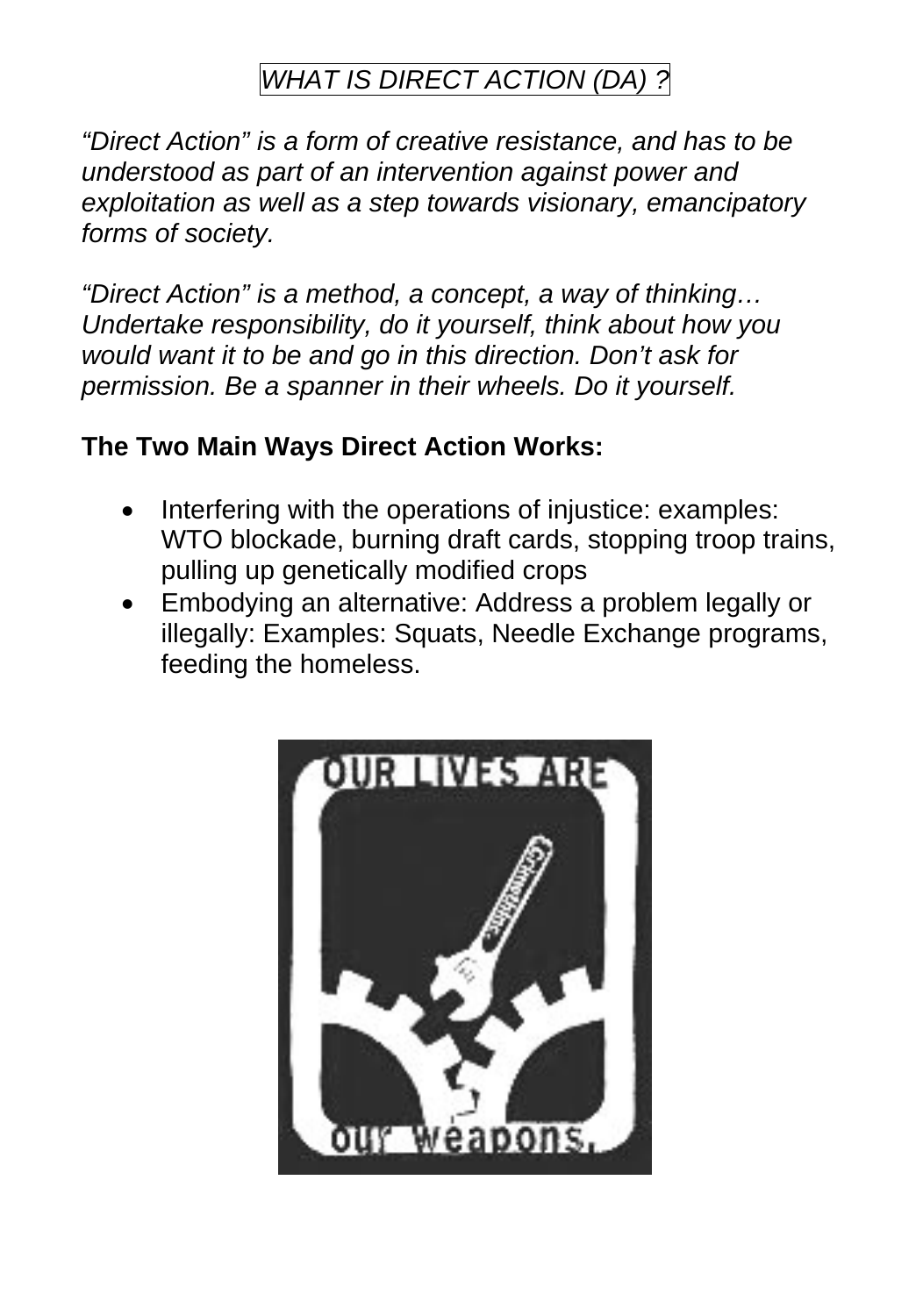# *WHAT IS DIRECT ACTION (DA) ?*

*"Direct Action" is a form of creative resistance, and has to be understood as part of an intervention against power and exploitation as well as a step towards visionary, emancipatory forms of society.*

*"Direct Action" is a method, a concept, a way of thinking… Undertake responsibility, do it yourself, think about how you would want it to be and go in this direction. Don't ask for permission. Be a spanner in their wheels. Do it yourself.*

**The Two Main Ways Direct Action Works:**

- Interfering with the operations of injustice: examples: WTO blockade, burning draft cards, stopping troop trains, pulling up genetically modified crops
- Embodying an alternative: Address a problem legally or illegally: Examples: Squats, Needle Exchange programs, feeding the homeless.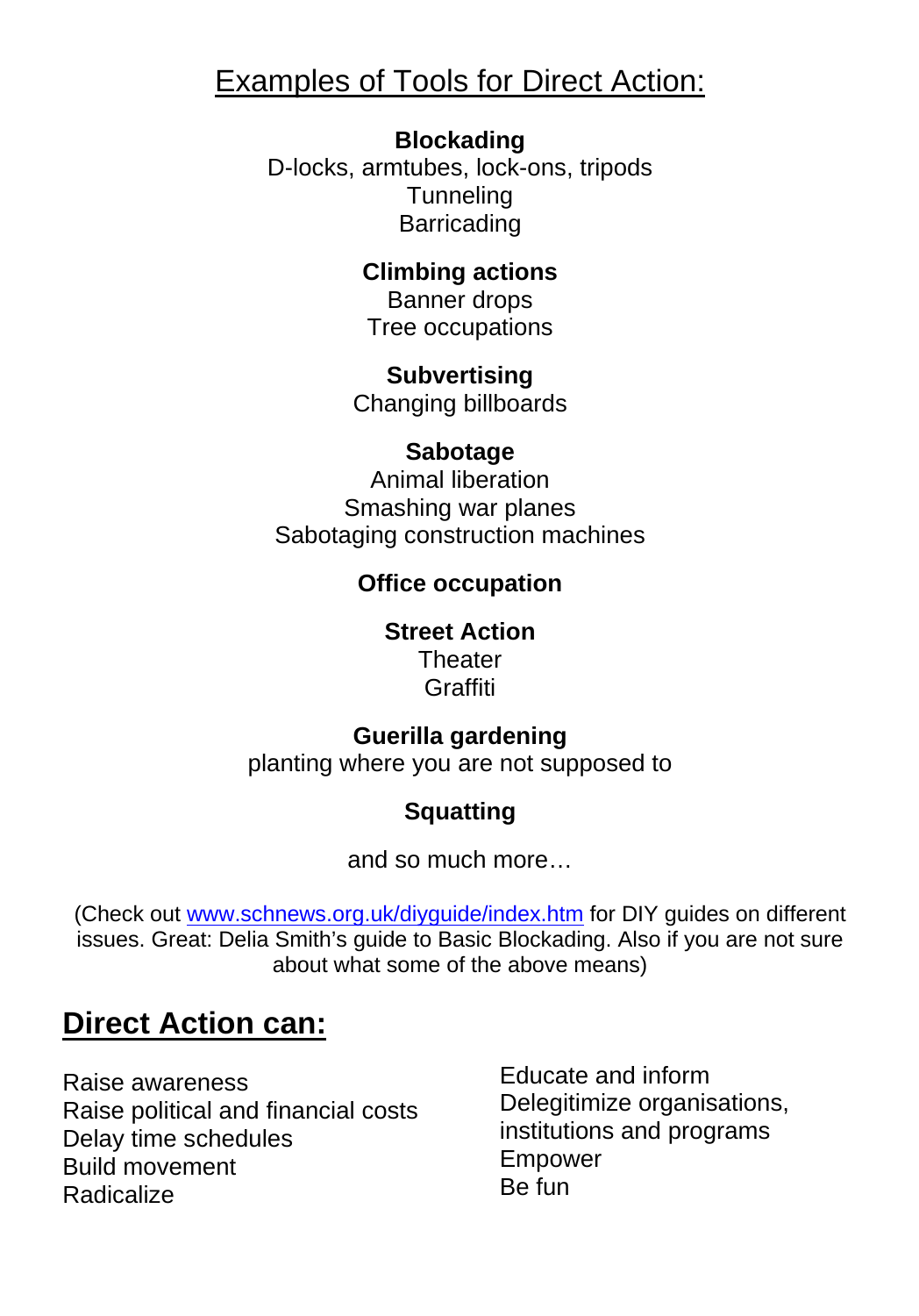## Examples of Tools for Direct Action:

**Blockading**
D-locks, armtubes, lock-ons, tripods
Tunneling
Barricading

**Climbing actions**
Banner drops
Tree occupations

**Subvertising**
Changing billboards

**Sabotage**
Animal liberation
Smashing war planes
Sabotaging construction machines

**Office occupation**

**Street Action**
Theater
Graffiti

**Guerilla gardening**
planting where you are not supposed to

**Squatting**

and so much more…

(Check out www.schnews.org.uk/diyguide/index.htm for DIY guides on different issues. Great: Delia Smith's guide to Basic Blockading. Also if you are not sure about what some of the above means)

## Direct Action can:

Raise awareness
Raise political and financial costs
Delay time schedules
Build movement
Radicalize
Educate and inform
Delegitimize organisations, institutions and programs
Empower
Be fun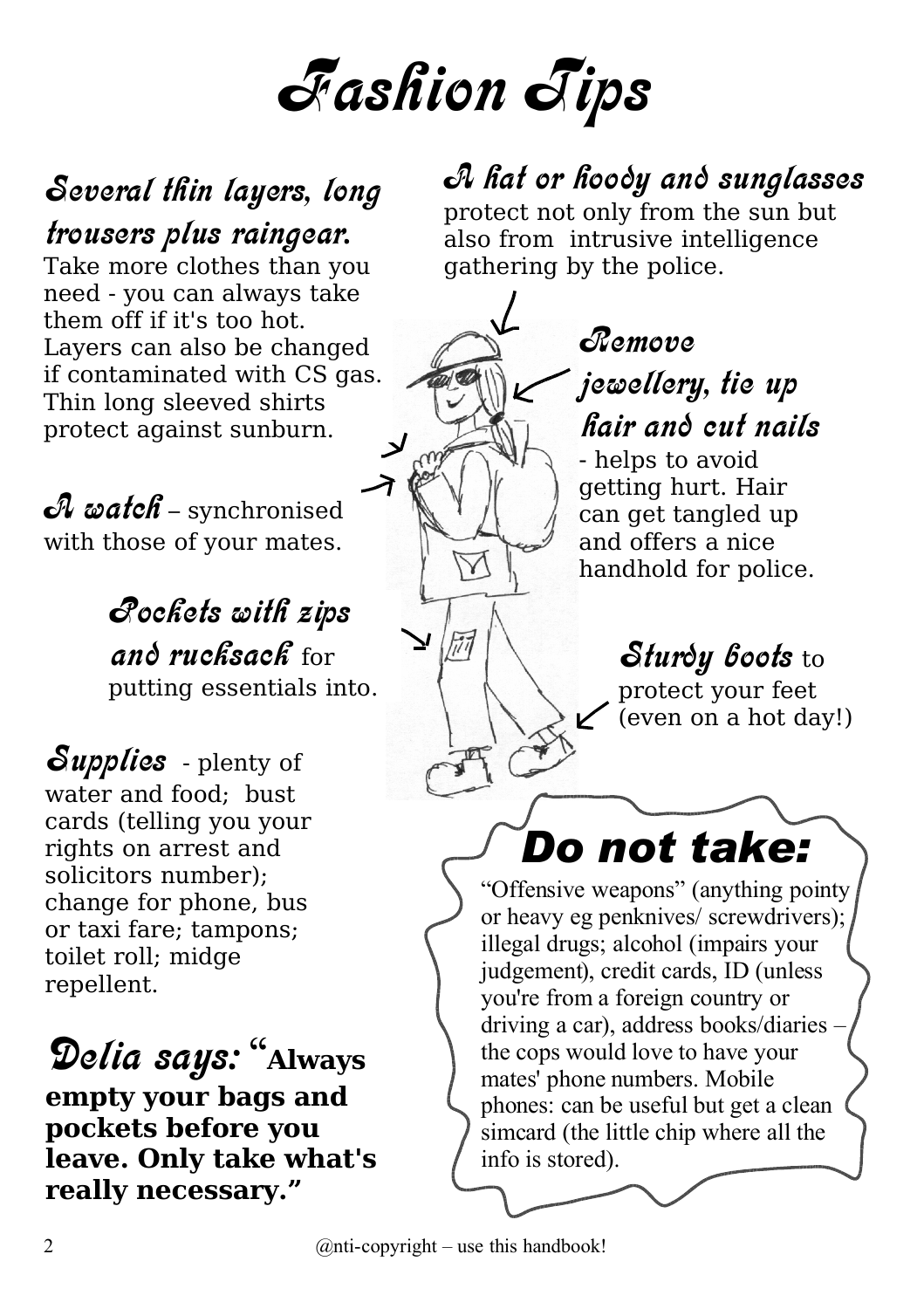# Fashion Tips

### Several thin layers, long trousers plus raingear.

Take more clothes than you need - you can always take them off if it's too hot. Layers can also be changed if contaminated with CS gas. Thin long sleeved shirts protect against sunburn.

**A watch** – synchronised with those of your mates.

**Pockets with zips and rucksack** for putting essentials into.

**Supplies** - plenty of water and food; bust cards (telling you your rights on arrest and solicitors number); change for phone, bus or taxi fare; tampons; toilet roll; midge repellent.

**Delia says:** "**Always empty your bags and pockets before you leave. Only take what's really necessary.**"

### A hat or hoody and sunglasses

protect not only from the sun but also from intrusive intelligence gathering by the police.

### Remove jewellery, tie up hair and cut nails

- helps to avoid getting hurt. Hair can get tangled up and offers a nice handhold for police.

**Sturdy boots** to protect your feet (even on a hot day!)

## Do not take:

"Offensive weapons" (anything pointy or heavy eg penknives/ screwdrivers); illegal drugs; alcohol (impairs your judgement), credit cards, ID (unless you're from a foreign country or driving a car), address books/diaries – the cops would love to have your mates' phone numbers. Mobile phones: can be useful but get a clean simcard (the little chip where all the info is stored).

@nti-copyright – use this handbook!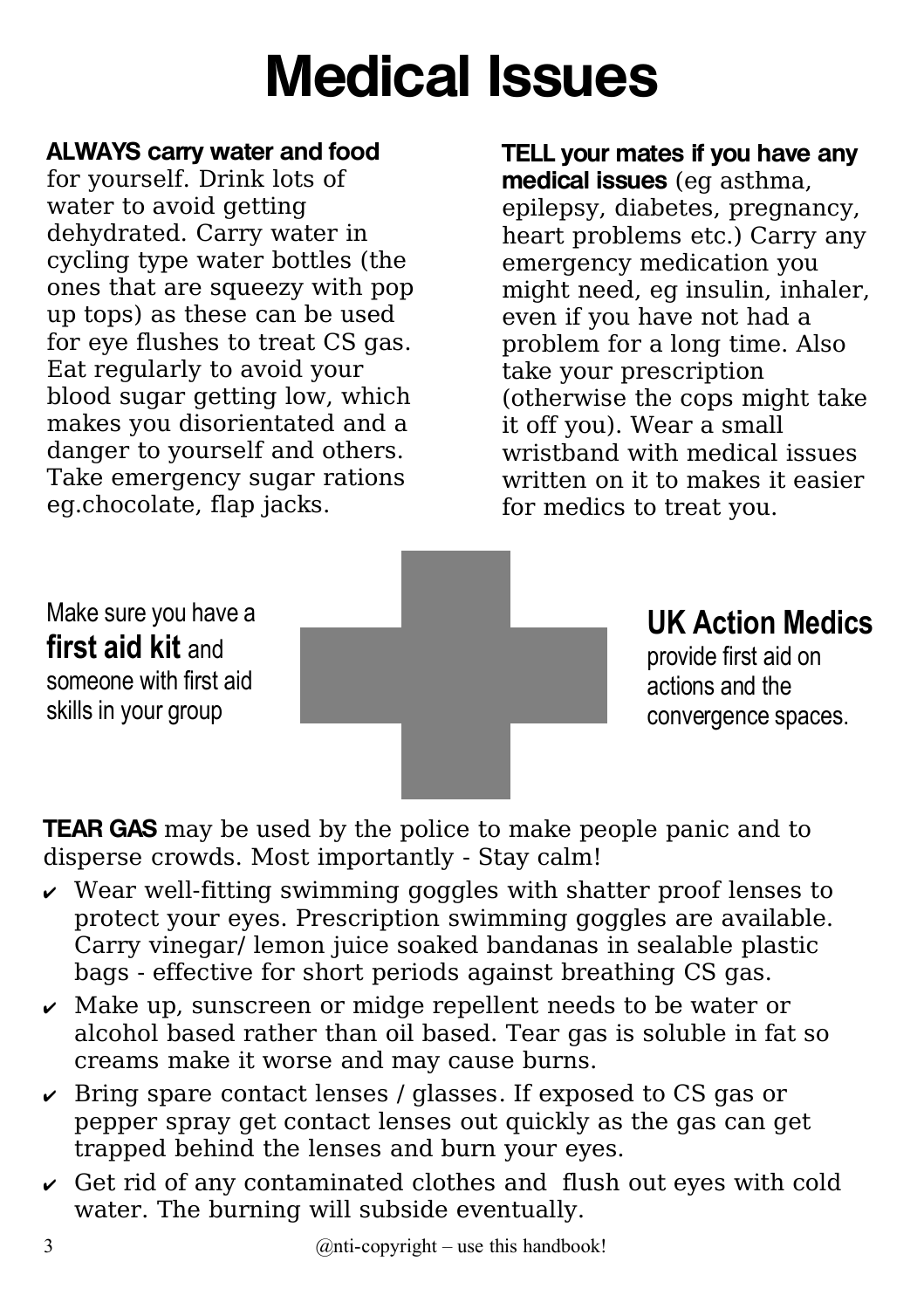# Medical Issues

**ALWAYS carry water and food** for yourself. Drink lots of water to avoid getting dehydrated. Carry water in cycling type water bottles (the ones that are squeezy with pop up tops) as these can be used for eye flushes to treat CS gas. Eat regularly to avoid your blood sugar getting low, which makes you disorientated and a danger to yourself and others. Take emergency sugar rations eg.chocolate, flap jacks.

**TELL your mates if you have any medical issues** (eg asthma, epilepsy, diabetes, pregnancy, heart problems etc.) Carry any emergency medication you might need, eg insulin, inhaler, even if you have not had a problem for a long time. Also take your prescription (otherwise the cops might take it off you). Wear a small wristband with medical issues written on it to makes it easier for medics to treat you.

Make sure you have a **first aid kit** and someone with first aid skills in your group

**UK Action Medics** provide first aid on actions and the convergence spaces.

**TEAR GAS** may be used by the police to make people panic and to disperse crowds. Most importantly - Stay calm!

- Wear well-fitting swimming goggles with shatter proof lenses to protect your eyes. Prescription swimming goggles are available. Carry vinegar/ lemon juice soaked bandanas in sealable plastic bags - effective for short periods against breathing CS gas.
- Make up, sunscreen or midge repellent needs to be water or alcohol based rather than oil based. Tear gas is soluble in fat so creams make it worse and may cause burns.
- Bring spare contact lenses / glasses. If exposed to CS gas or pepper spray get contact lenses out quickly as the gas can get trapped behind the lenses and burn your eyes.
- Get rid of any contaminated clothes and flush out eyes with cold water. The burning will subside eventually.

@nti-copyright – use this handbook!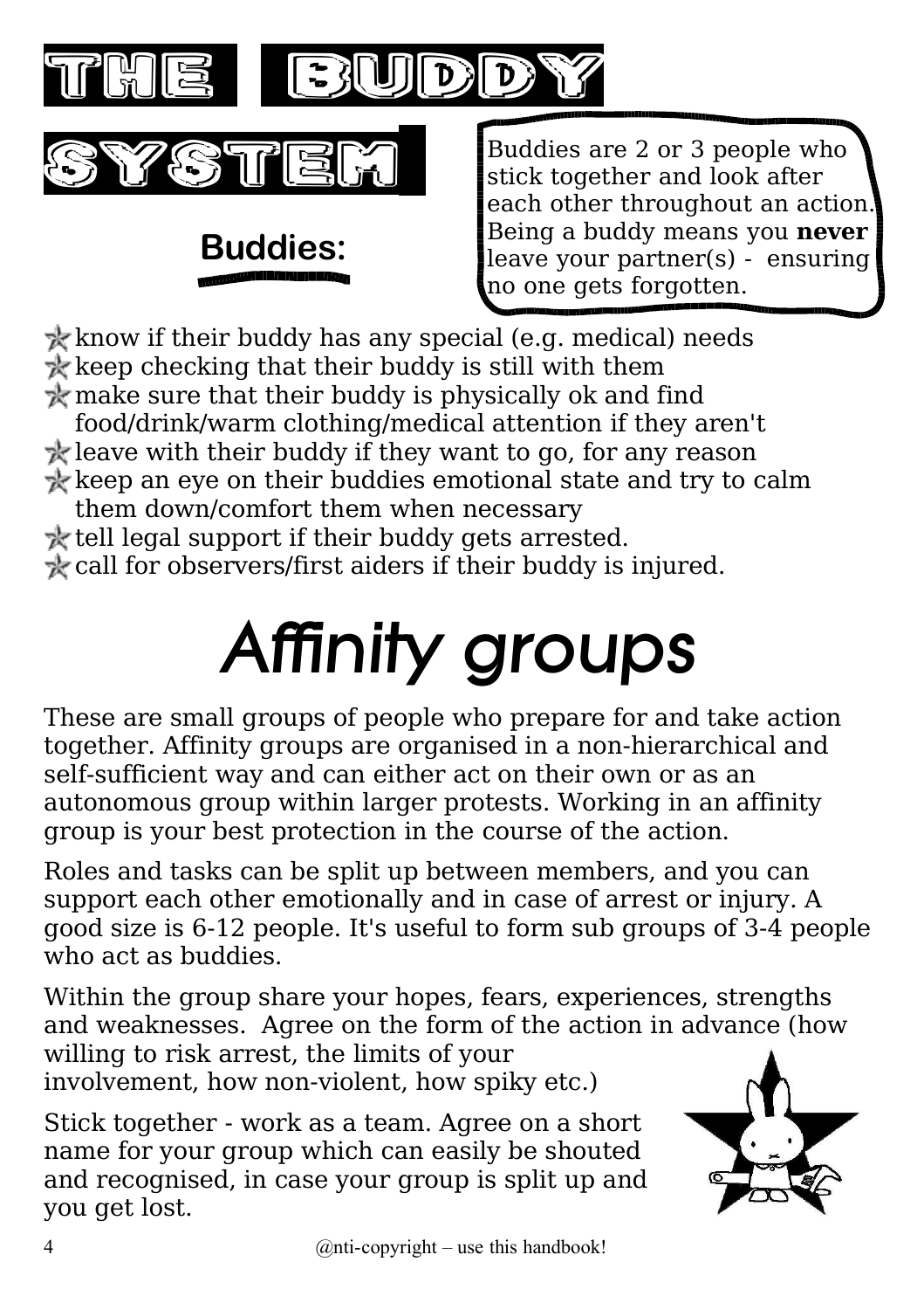# THE BUDDY SYSTEM

Buddies are 2 or 3 people who stick together and look after each other throughout an action. Being a buddy means you **never** leave your partner(s) - ensuring no one gets forgotten.

## Buddies:

- know if their buddy has any special (e.g. medical) needs
- keep checking that their buddy is still with them
- make sure that their buddy is physically ok and find food/drink/warm clothing/medical attention if they aren't
- leave with their buddy if they want to go, for any reason
- keep an eye on their buddies emotional state and try to calm them down/comfort them when necessary
- tell legal support if their buddy gets arrested.
- call for observers/first aiders if their buddy is injured.

# *Affinity groups*

These are small groups of people who prepare for and take action together. Affinity groups are organised in a non-hierarchical and self-sufficient way and can either act on their own or as an autonomous group within larger protests. Working in an affinity group is your best protection in the course of the action.

Roles and tasks can be split up between members, and you can support each other emotionally and in case of arrest or injury. A good size is 6-12 people. It's useful to form sub groups of 3-4 people who act as buddies.

Within the group share your hopes, fears, experiences, strengths and weaknesses. Agree on the form of the action in advance (how willing to risk arrest, the limits of your involvement, how non-violent, how spiky etc.)

Stick together - work as a team. Agree on a short name for your group which can easily be shouted and recognised, in case your group is split up and you get lost.

@nti-copyright – use this handbook!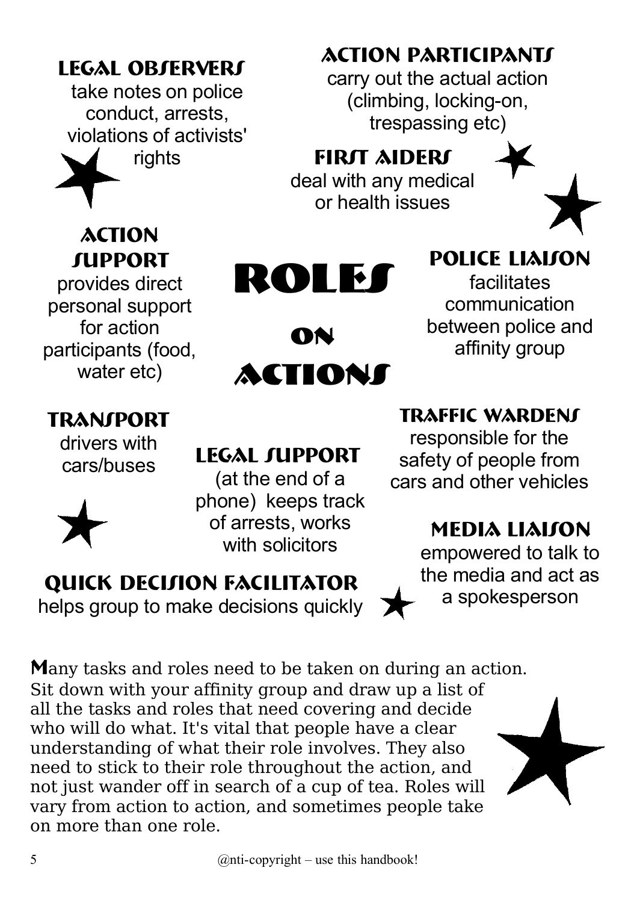# Roles on Actions

### Legal Observers

take notes on police conduct, arrests, violations of activists' rights

### Action Participants

carry out the actual action (climbing, locking-on, trespassing etc)

### First Aiders

deal with any medical or health issues

### Action Support

provides direct personal support for action participants (food, water etc)

### Police Liaison

facilitates communication between police and affinity group

### Transport

drivers with cars/buses

### Legal Support

(at the end of a phone) keeps track of arrests, works with solicitors

### Traffic Wardens

responsible for the safety of people from cars and other vehicles

### Media Liaison

empowered to talk to the media and act as a spokesperson

### Quick Decision Facilitator

helps group to make decisions quickly

**M**any tasks and roles need to be taken on during an action. Sit down with your affinity group and draw up a list of all the tasks and roles that need covering and decide who will do what. It's vital that people have a clear understanding of what their role involves. They also need to stick to their role throughout the action, and not just wander off in search of a cup of tea. Roles will vary from action to action, and sometimes people take on more than one role.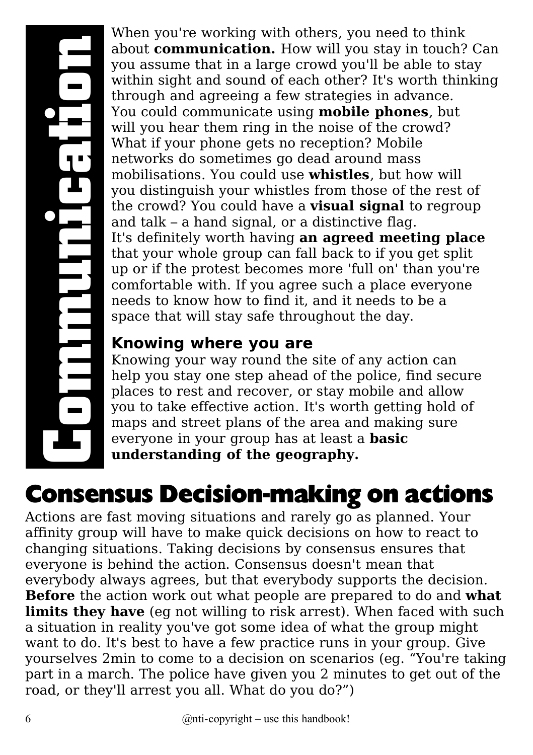# Communication

When you're working with others, you need to think about **communication.** How will you stay in touch? Can you assume that in a large crowd you'll be able to stay within sight and sound of each other? It's worth thinking through and agreeing a few strategies in advance. You could communicate using **mobile phones**, but will you hear them ring in the noise of the crowd? What if your phone gets no reception? Mobile networks do sometimes go dead around mass mobilisations. You could use **whistles**, but how will you distinguish your whistles from those of the rest of the crowd? You could have a **visual signal** to regroup and talk – a hand signal, or a distinctive flag. It's definitely worth having **an agreed meeting place** that your whole group can fall back to if you get split up or if the protest becomes more 'full on' than you're comfortable with. If you agree such a place everyone needs to know how to find it, and it needs to be a space that will stay safe throughout the day.

### Knowing where you are

Knowing your way round the site of any action can help you stay one step ahead of the police, find secure places to rest and recover, or stay mobile and allow you to take effective action. It's worth getting hold of maps and street plans of the area and making sure everyone in your group has at least a **basic understanding of the geography.**

## Consensus Decision-making on actions

Actions are fast moving situations and rarely go as planned. Your affinity group will have to make quick decisions on how to react to changing situations. Taking decisions by consensus ensures that everyone is behind the action. Consensus doesn't mean that everybody always agrees, but that everybody supports the decision. **Before** the action work out what people are prepared to do and **what limits they have** (eg not willing to risk arrest). When faced with such a situation in reality you've got some idea of what the group might want to do. It's best to have a few practice runs in your group. Give yourselves 2min to come to a decision on scenarios (eg. “You're taking part in a march. The police have given you 2 minutes to get out of the road, or they'll arrest you all. What do you do?”)

@nti-copyright – use this handbook!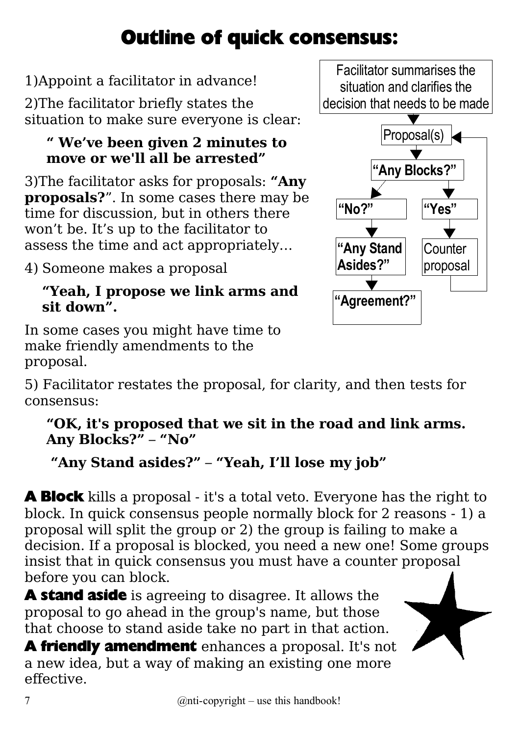# Outline of quick consensus:

1)Appoint a facilitator in advance!

2)The facilitator briefly states the situation to make sure everyone is clear:

> **" We've been given 2 minutes to move or we'll all be arrested"**

3)The facilitator asks for proposals: **"Any proposals?**". In some cases there may be time for discussion, but in others there won't be. It's up to the facilitator to assess the time and act appropriately…

4) Someone makes a proposal

> **"Yeah, I propose we link arms and sit down".**

In some cases you might have time to make friendly amendments to the proposal.

Facilitator summarises the situation and clarifies the decision that needs to be made

Proposal(s)

**"Any Blocks?"**

**"No?"** → **"Any Stand Asides?"** → **"Agreement?"**

**"Yes"** → Counter proposal → Proposal(s)

5) Facilitator restates the proposal, for clarity, and then tests for consensus:

> **"OK, it's proposed that we sit in the road and link arms. Any Blocks?" – "No"**
>
> **"Any Stand asides?" – "Yeah, I'll lose my job"**

**A Block** kills a proposal - it's a total veto. Everyone has the right to block. In quick consensus people normally block for 2 reasons - 1) a proposal will split the group or 2) the group is failing to make a decision. If a proposal is blocked, you need a new one! Some groups insist that in quick consensus you must have a counter proposal before you can block.

**A stand aside** is agreeing to disagree. It allows the proposal to go ahead in the group's name, but those that choose to stand aside take no part in that action.

**A friendly amendment** enhances a proposal. It's not a new idea, but a way of making an existing one more effective.

@nti-copyright – use this handbook!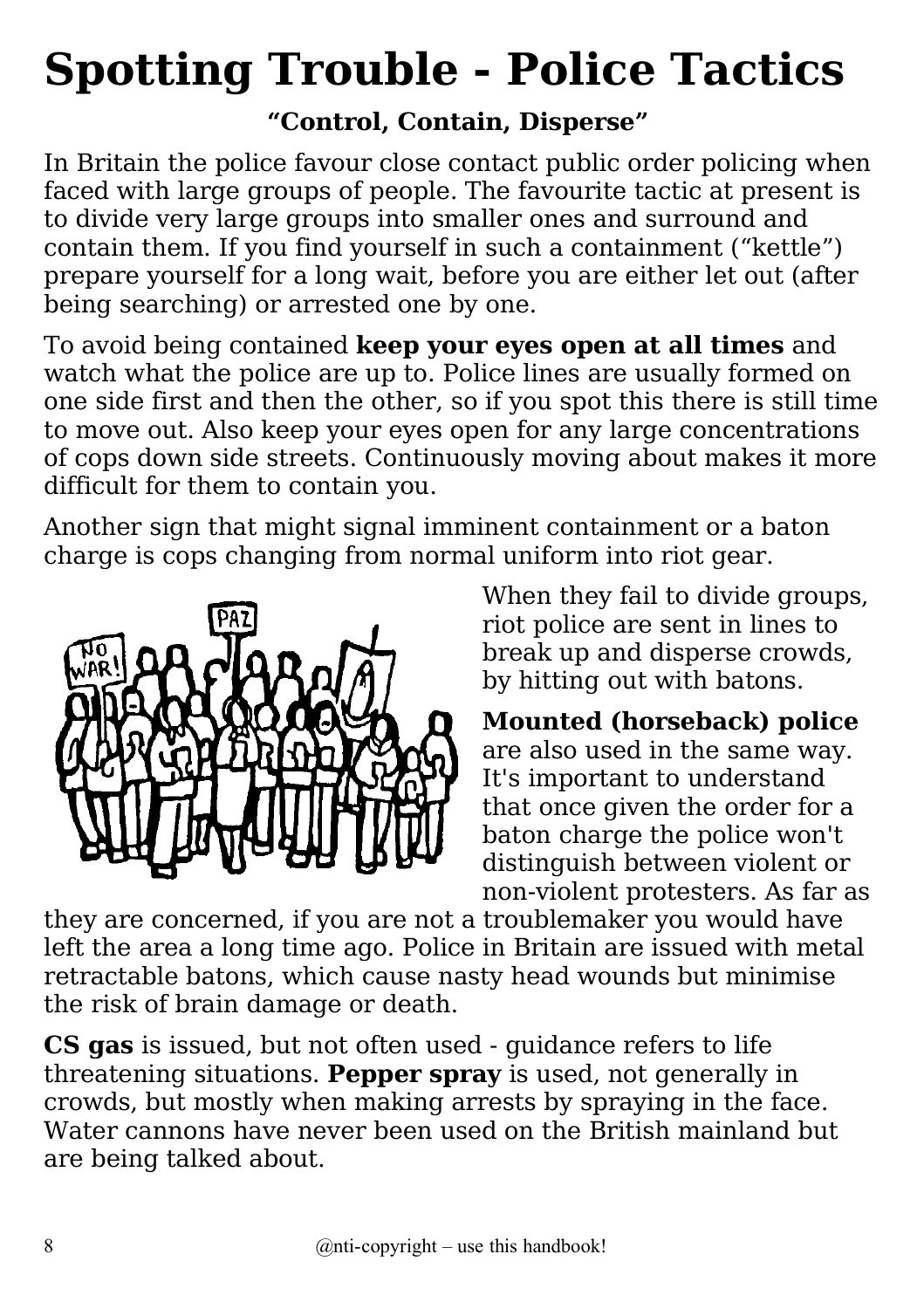# Spotting Trouble - Police Tactics

**"Control, Contain, Disperse"**

In Britain the police favour close contact public order policing when faced with large groups of people. The favourite tactic at present is to divide very large groups into smaller ones and surround and contain them. If you find yourself in such a containment ("kettle") prepare yourself for a long wait, before you are either let out (after being searching) or arrested one by one.

To avoid being contained **keep your eyes open at all times** and watch what the police are up to. Police lines are usually formed on one side first and then the other, so if you spot this there is still time to move out. Also keep your eyes open for any large concentrations of cops down side streets. Continuously moving about makes it more difficult for them to contain you.

Another sign that might signal imminent containment or a baton charge is cops changing from normal uniform into riot gear.

When they fail to divide groups, riot police are sent in lines to break up and disperse crowds, by hitting out with batons.

**Mounted (horseback) police** are also used in the same way. It's important to understand that once given the order for a baton charge the police won't distinguish between violent or non-violent protesters. As far as they are concerned, if you are not a troublemaker you would have left the area a long time ago. Police in Britain are issued with metal retractable batons, which cause nasty head wounds but minimise the risk of brain damage or death.

**CS gas** is issued, but not often used - guidance refers to life threatening situations. **Pepper spray** is used, not generally in crowds, but mostly when making arrests by spraying in the face. Water cannons have never been used on the British mainland but are being talked about.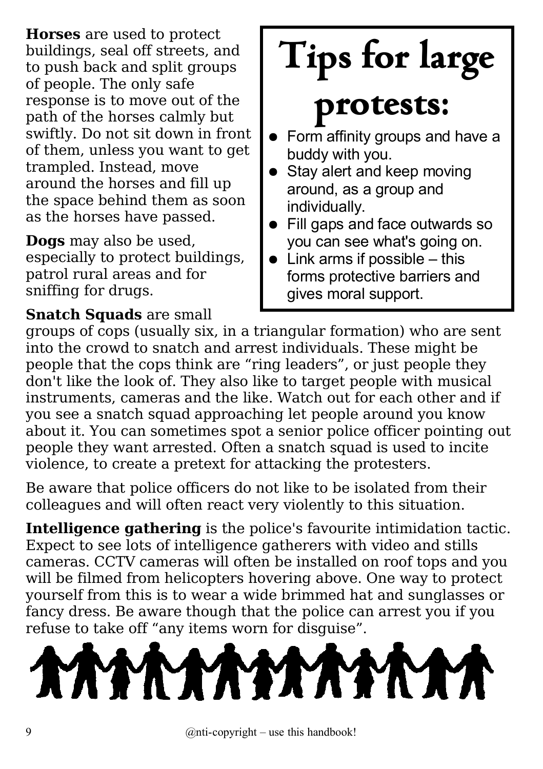**Horses** are used to protect buildings, seal off streets, and to push back and split groups of people. The only safe response is to move out of the path of the horses calmly but swiftly. Do not sit down in front of them, unless you want to get trampled. Instead, move around the horses and fill up the space behind them as soon as the horses have passed.

**Dogs** may also be used, especially to protect buildings, patrol rural areas and for sniffing for drugs.

# Tips for large protests:

- Form affinity groups and have a buddy with you.
- Stay alert and keep moving around, as a group and individually.
- Fill gaps and face outwards so you can see what's going on.
- Link arms if possible – this forms protective barriers and gives moral support.

**Snatch Squads** are small groups of cops (usually six, in a triangular formation) who are sent into the crowd to snatch and arrest individuals. These might be people that the cops think are "ring leaders", or just people they don't like the look of. They also like to target people with musical instruments, cameras and the like. Watch out for each other and if you see a snatch squad approaching let people around you know about it. You can sometimes spot a senior police officer pointing out people they want arrested. Often a snatch squad is used to incite violence, to create a pretext for attacking the protesters.

Be aware that police officers do not like to be isolated from their colleagues and will often react very violently to this situation.

**Intelligence gathering** is the police's favourite intimidation tactic. Expect to see lots of intelligence gatherers with video and stills cameras. CCTV cameras will often be installed on roof tops and you will be filmed from helicopters hovering above. One way to protect yourself from this is to wear a wide brimmed hat and sunglasses or fancy dress. Be aware though that the police can arrest you if you refuse to take off "any items worn for disguise".

@nti-copyright – use this handbook!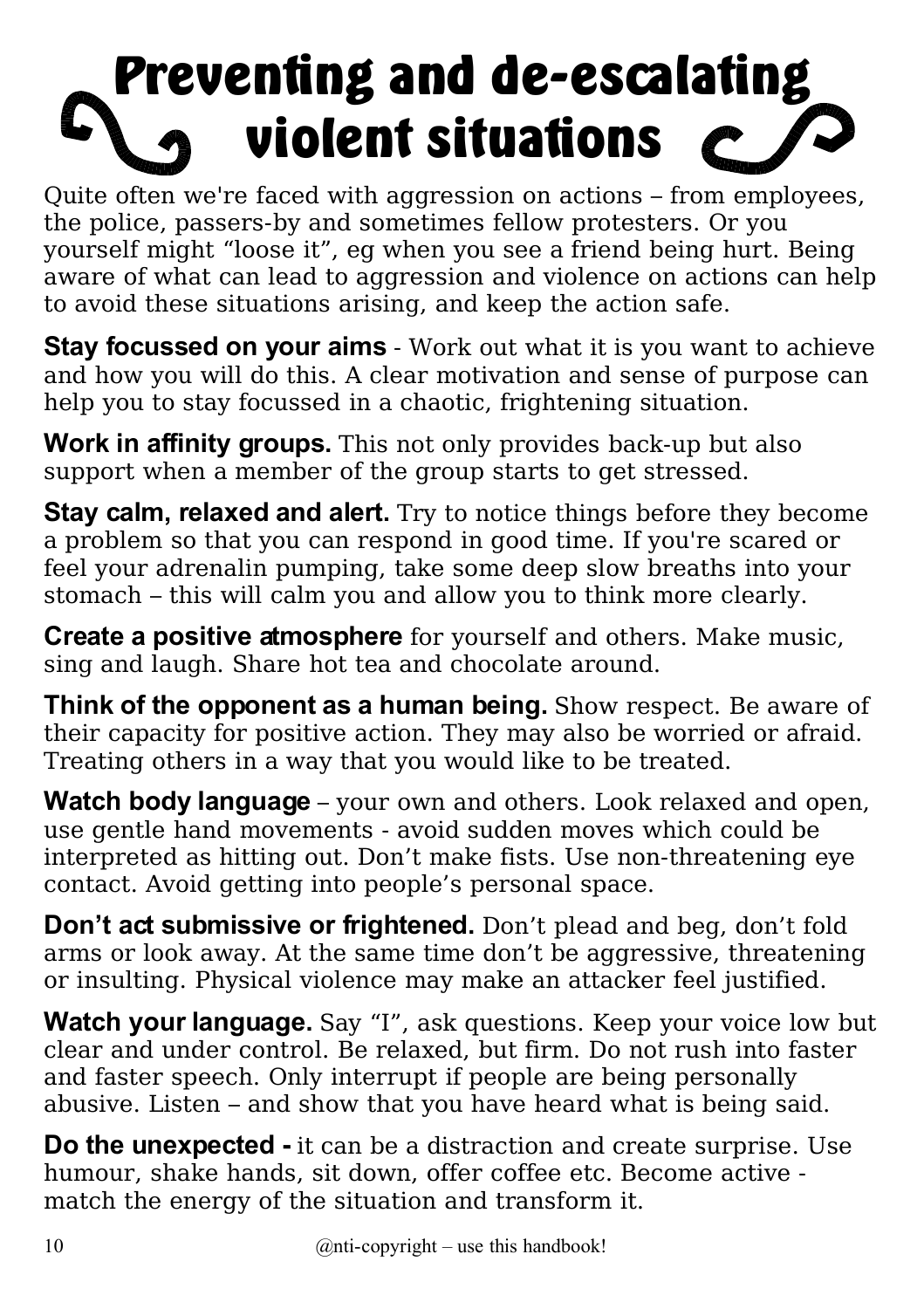# Preventing and de-escalating violent situations

Quite often we're faced with aggression on actions – from employees, the police, passers-by and sometimes fellow protesters. Or you yourself might "loose it", eg when you see a friend being hurt. Being aware of what can lead to aggression and violence on actions can help to avoid these situations arising, and keep the action safe.

**Stay focussed on your aims** - Work out what it is you want to achieve and how you will do this. A clear motivation and sense of purpose can help you to stay focussed in a chaotic, frightening situation.

**Work in affinity groups.** This not only provides back-up but also support when a member of the group starts to get stressed.

**Stay calm, relaxed and alert.** Try to notice things before they become a problem so that you can respond in good time. If you're scared or feel your adrenalin pumping, take some deep slow breaths into your stomach – this will calm you and allow you to think more clearly.

**Create a positive atmosphere** for yourself and others. Make music, sing and laugh. Share hot tea and chocolate around.

**Think of the opponent as a human being.** Show respect. Be aware of their capacity for positive action. They may also be worried or afraid. Treating others in a way that you would like to be treated.

**Watch body language** – your own and others. Look relaxed and open, use gentle hand movements - avoid sudden moves which could be interpreted as hitting out. Don't make fists. Use non-threatening eye contact. Avoid getting into people's personal space.

**Don't act submissive or frightened.** Don't plead and beg, don't fold arms or look away. At the same time don't be aggressive, threatening or insulting. Physical violence may make an attacker feel justified.

**Watch your language.** Say "I", ask questions. Keep your voice low but clear and under control. Be relaxed, but firm. Do not rush into faster and faster speech. Only interrupt if people are being personally abusive. Listen – and show that you have heard what is being said.

**Do the unexpected -** it can be a distraction and create surprise. Use humour, shake hands, sit down, offer coffee etc. Become active - match the energy of the situation and transform it.

@nti-copyright – use this handbook!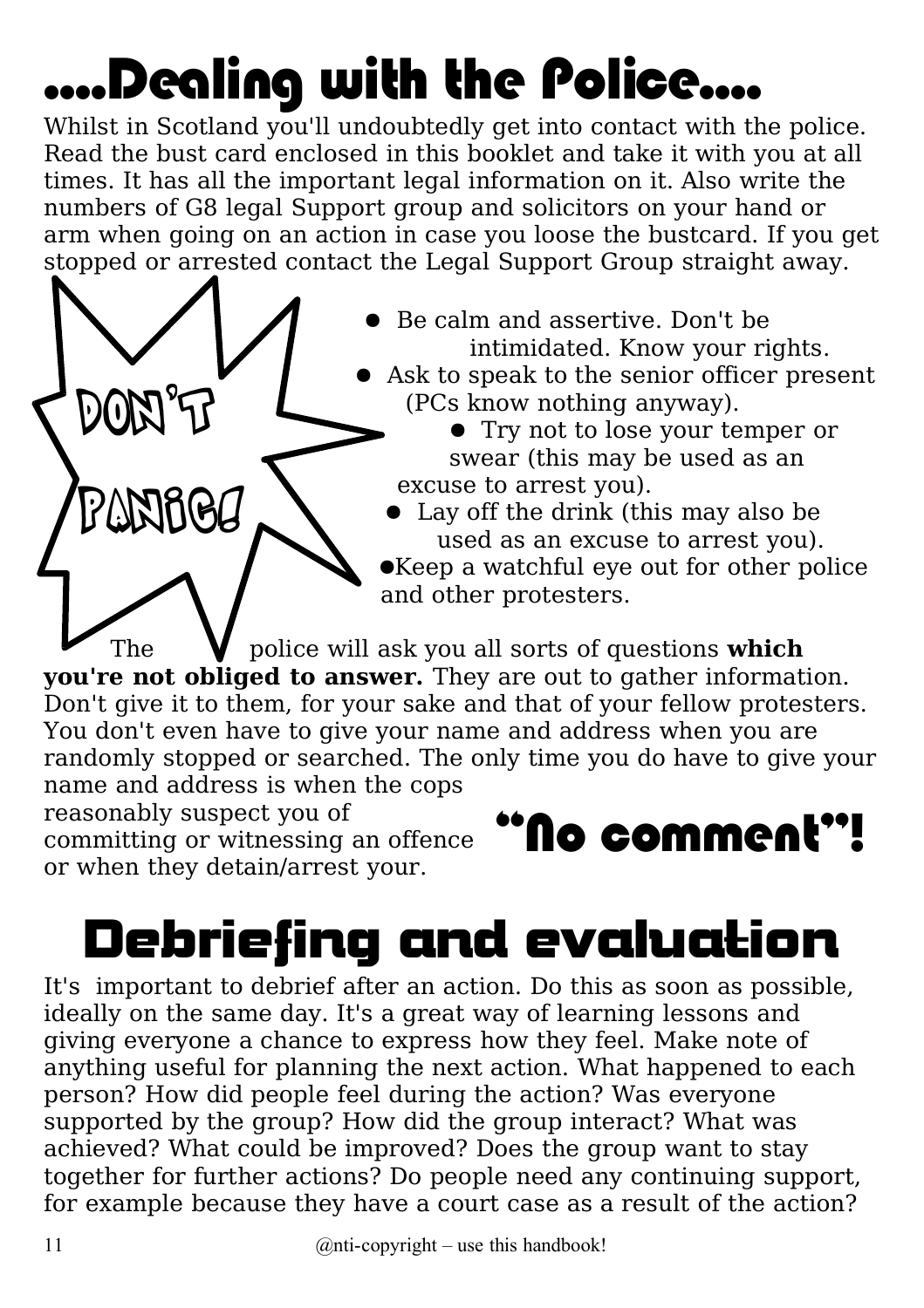# ....Dealing with the Police....

Whilst in Scotland you'll undoubtedly get into contact with the police. Read the bust card enclosed in this booklet and take it with you at all times. It has all the important legal information on it. Also write the numbers of G8 legal Support group and solicitors on your hand or arm when going on an action in case you loose the bustcard. If you get stopped or arrested contact the Legal Support Group straight away.

DON'T PANIC!

- Be calm and assertive. Don't be intimidated. Know your rights.
- Ask to speak to the senior officer present (PCs know nothing anyway).
- Try not to lose your temper or swear (this may be used as an excuse to arrest you).
- Lay off the drink (this may also be used as an excuse to arrest you).
- Keep a watchful eye out for other police and other protesters.

The police will ask you all sorts of questions **which you're not obliged to answer.** They are out to gather information. Don't give it to them, for your sake and that of your fellow protesters. You don't even have to give your name and address when you are randomly stopped or searched. The only time you do have to give your name and address is when the cops reasonably suspect you of committing or witnessing an offence or when they detain/arrest your.

**"No comment"!**

# Debriefing and evaluation

It's important to debrief after an action. Do this as soon as possible, ideally on the same day. It's a great way of learning lessons and giving everyone a chance to express how they feel. Make note of anything useful for planning the next action. What happened to each person? How did people feel during the action? Was everyone supported by the group? How did the group interact? What was achieved? What could be improved? Does the group want to stay together for further actions? Do people need any continuing support, for example because they have a court case as a result of the action?

@nti-copyright – use this handbook!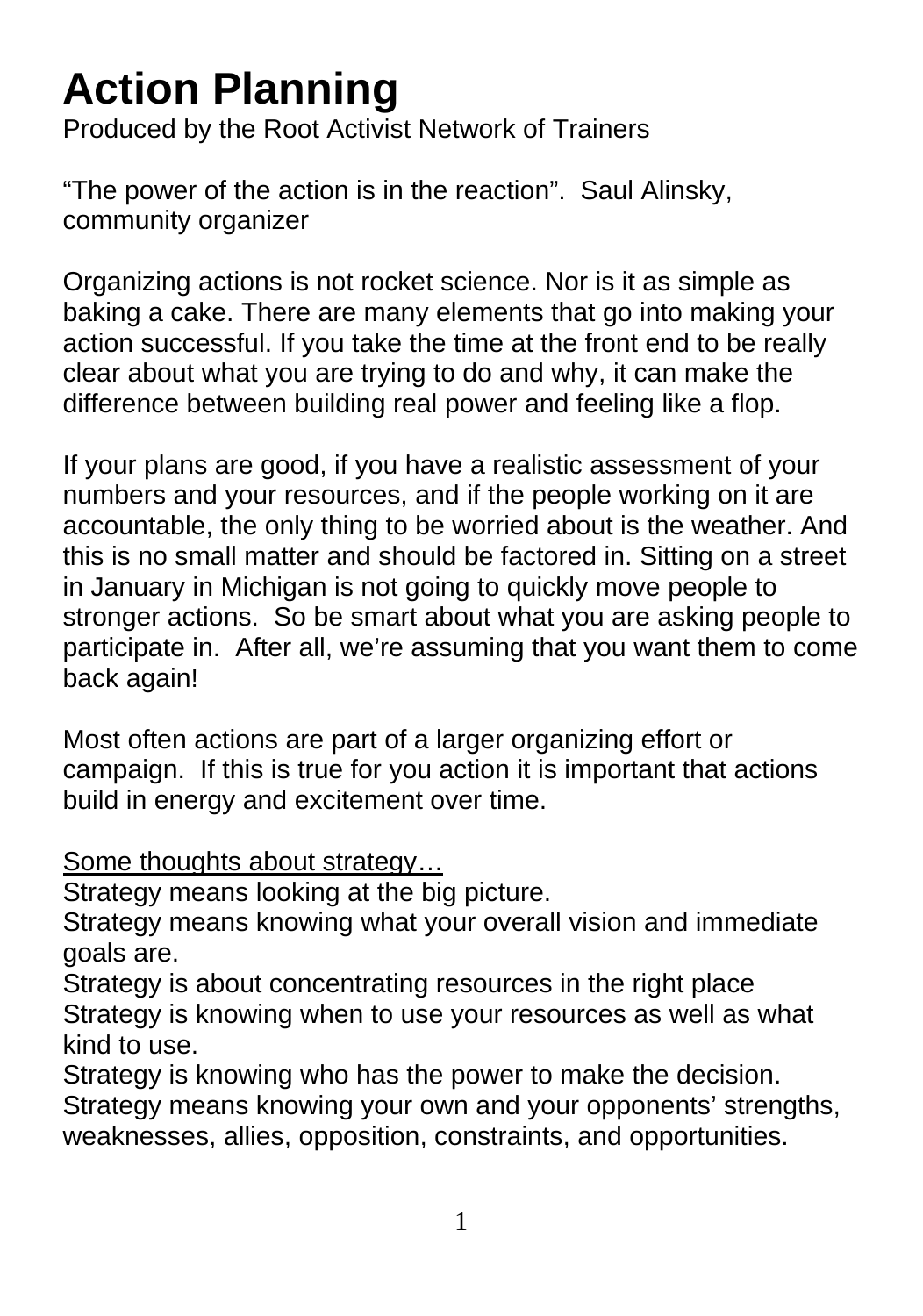# Action Planning

Produced by the Root Activist Network of Trainers

"The power of the action is in the reaction". Saul Alinsky, community organizer

Organizing actions is not rocket science. Nor is it as simple as baking a cake. There are many elements that go into making your action successful. If you take the time at the front end to be really clear about what you are trying to do and why, it can make the difference between building real power and feeling like a flop.

If your plans are good, if you have a realistic assessment of your numbers and your resources, and if the people working on it are accountable, the only thing to be worried about is the weather. And this is no small matter and should be factored in. Sitting on a street in January in Michigan is not going to quickly move people to stronger actions. So be smart about what you are asking people to participate in. After all, we're assuming that you want them to come back again!

Most often actions are part of a larger organizing effort or campaign. If this is true for you action it is important that actions build in energy and excitement over time.

<u>Some thoughts about strategy…</u>

Strategy means looking at the big picture.
Strategy means knowing what your overall vision and immediate goals are.
Strategy is about concentrating resources in the right place
Strategy is knowing when to use your resources as well as what kind to use.
Strategy is knowing who has the power to make the decision.
Strategy means knowing your own and your opponents' strengths, weaknesses, allies, opposition, constraints, and opportunities.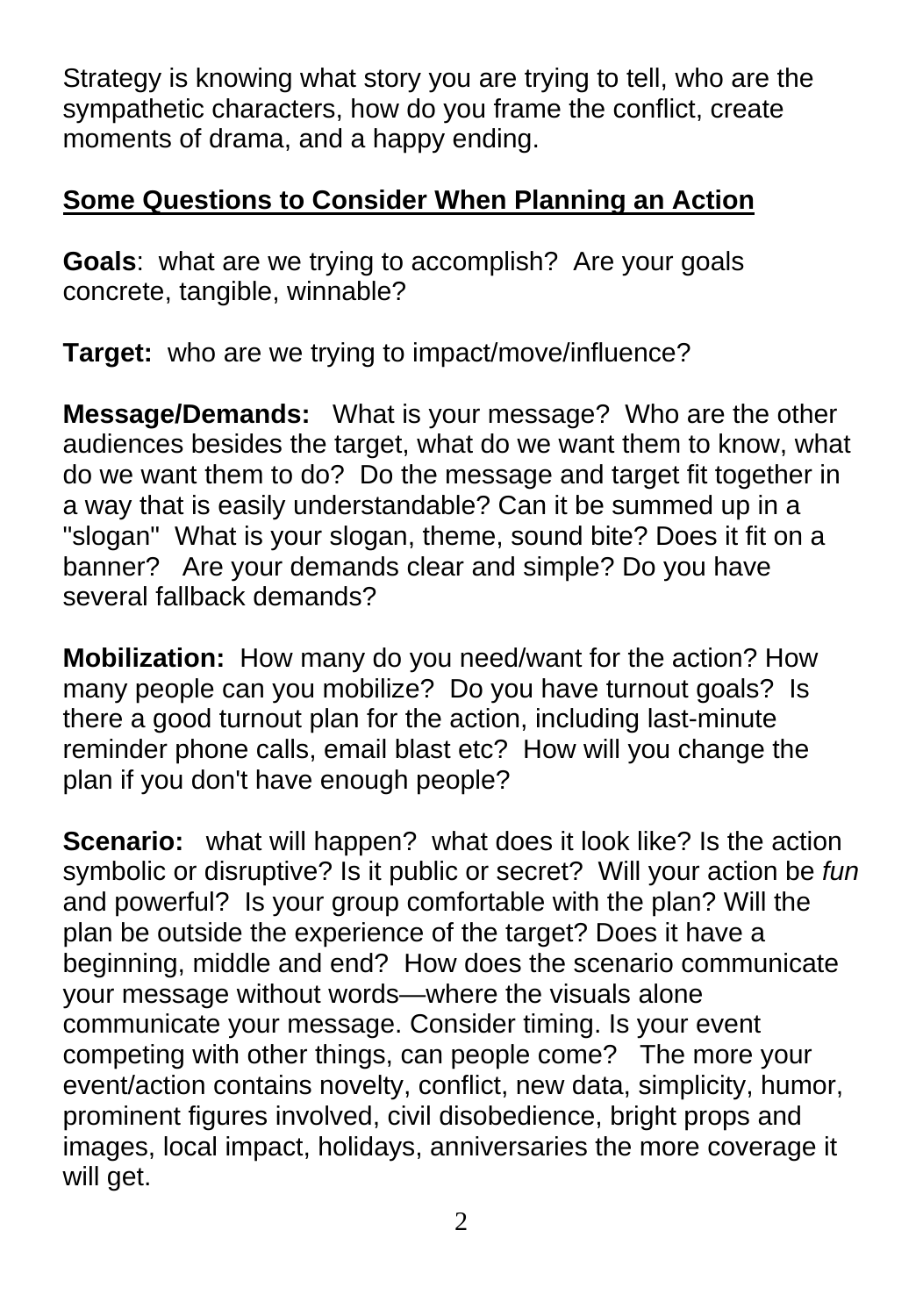Strategy is knowing what story you are trying to tell, who are the sympathetic characters, how do you frame the conflict, create moments of drama, and a happy ending.

## Some Questions to Consider When Planning an Action

**Goals**: what are we trying to accomplish? Are your goals concrete, tangible, winnable?

**Target:** who are we trying to impact/move/influence?

**Message/Demands:** What is your message? Who are the other audiences besides the target, what do we want them to know, what do we want them to do? Do the message and target fit together in a way that is easily understandable? Can it be summed up in a "slogan" What is your slogan, theme, sound bite? Does it fit on a banner? Are your demands clear and simple? Do you have several fallback demands?

**Mobilization:** How many do you need/want for the action? How many people can you mobilize? Do you have turnout goals? Is there a good turnout plan for the action, including last-minute reminder phone calls, email blast etc? How will you change the plan if you don't have enough people?

**Scenario:** what will happen? what does it look like? Is the action symbolic or disruptive? Is it public or secret? Will your action be *fun* and powerful? Is your group comfortable with the plan? Will the plan be outside the experience of the target? Does it have a beginning, middle and end? How does the scenario communicate your message without words—where the visuals alone communicate your message. Consider timing. Is your event competing with other things, can people come? The more your event/action contains novelty, conflict, new data, simplicity, humor, prominent figures involved, civil disobedience, bright props and images, local impact, holidays, anniversaries the more coverage it will get.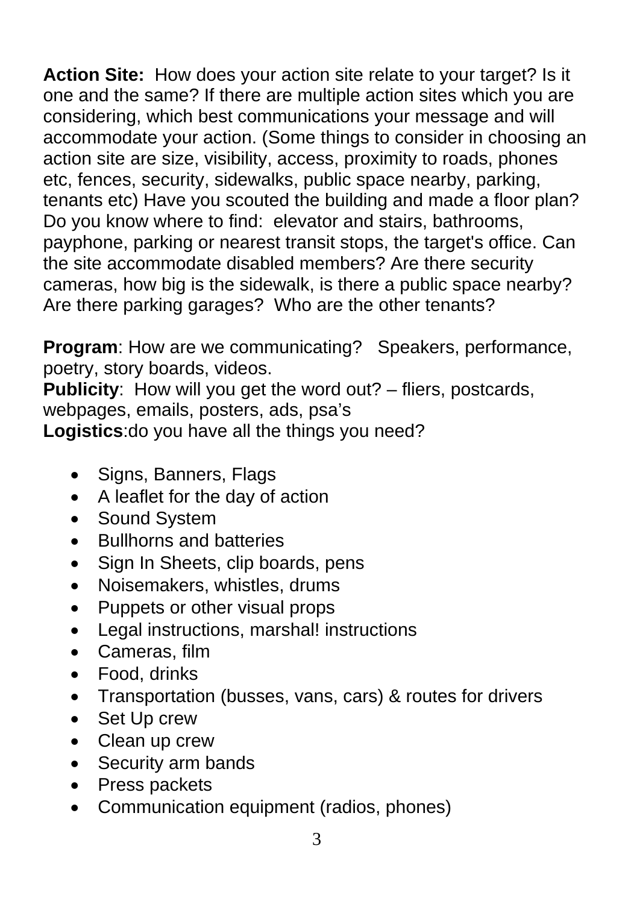**Action Site:** How does your action site relate to your target? Is it one and the same? If there are multiple action sites which you are considering, which best communications your message and will accommodate your action. (Some things to consider in choosing an action site are size, visibility, access, proximity to roads, phones etc, fences, security, sidewalks, public space nearby, parking, tenants etc) Have you scouted the building and made a floor plan? Do you know where to find: elevator and stairs, bathrooms, payphone, parking or nearest transit stops, the target's office. Can the site accommodate disabled members? Are there security cameras, how big is the sidewalk, is there a public space nearby? Are there parking garages? Who are the other tenants?

**Program**: How are we communicating? Speakers, performance, poetry, story boards, videos.
**Publicity**: How will you get the word out? – fliers, postcards, webpages, emails, posters, ads, psa's
**Logistics**:do you have all the things you need?

- Signs, Banners, Flags
- A leaflet for the day of action
- Sound System
- Bullhorns and batteries
- Sign In Sheets, clip boards, pens
- Noisemakers, whistles, drums
- Puppets or other visual props
- Legal instructions, marshal! instructions
- Cameras, film
- Food, drinks
- Transportation (busses, vans, cars) & routes for drivers
- Set Up crew
- Clean up crew
- Security arm bands
- Press packets
- Communication equipment (radios, phones)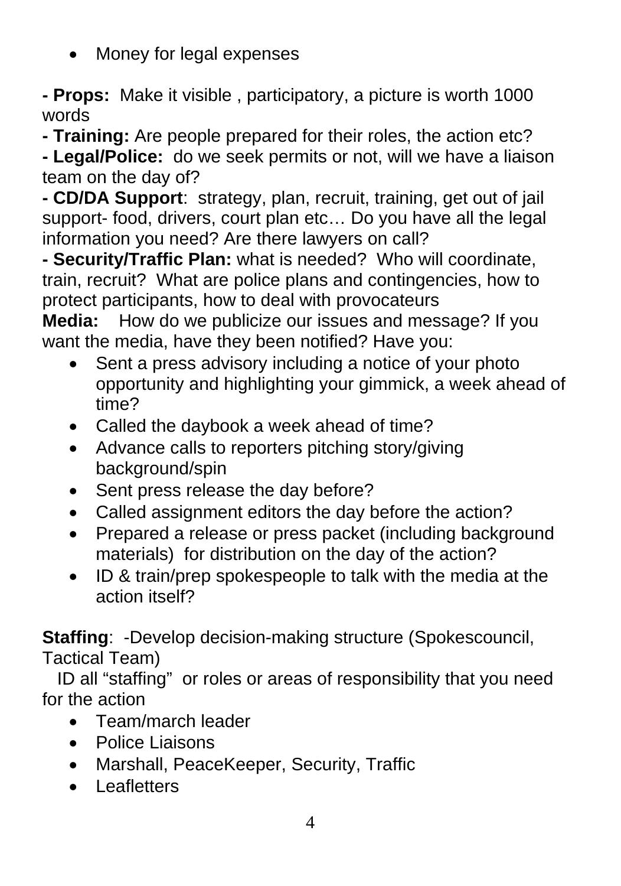- Money for legal expenses

**- Props:** Make it visible , participatory, a picture is worth 1000 words

**- Training:** Are people prepared for their roles, the action etc?

**- Legal/Police:** do we seek permits or not, will we have a liaison team on the day of?

**- CD/DA Support**: strategy, plan, recruit, training, get out of jail support- food, drivers, court plan etc… Do you have all the legal information you need? Are there lawyers on call?

**- Security/Traffic Plan:** what is needed? Who will coordinate, train, recruit? What are police plans and contingencies, how to protect participants, how to deal with provocateurs

**Media:** How do we publicize our issues and message? If you want the media, have they been notified? Have you:

- Sent a press advisory including a notice of your photo opportunity and highlighting your gimmick, a week ahead of time?
- Called the daybook a week ahead of time?
- Advance calls to reporters pitching story/giving background/spin
- Sent press release the day before?
- Called assignment editors the day before the action?
- Prepared a release or press packet (including background materials) for distribution on the day of the action?
- ID & train/prep spokespeople to talk with the media at the action itself?

**Staffing**: -Develop decision-making structure (Spokescouncil, Tactical Team)

ID all "staffing" or roles or areas of responsibility that you need for the action

- Team/march leader
- Police Liaisons
- Marshall, PeaceKeeper, Security, Traffic
- Leafletters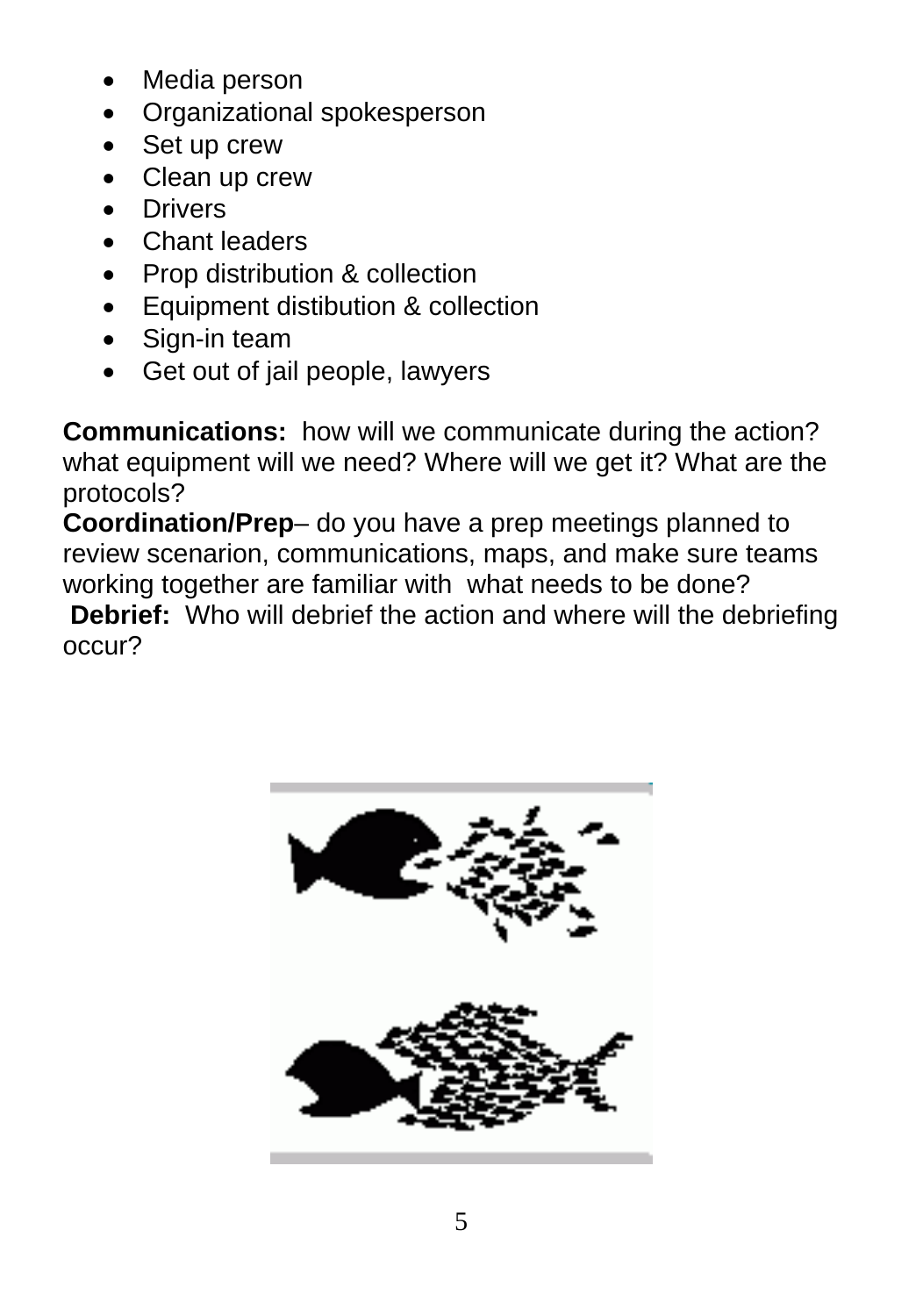- Media person
- Organizational spokesperson
- Set up crew
- Clean up crew
- Drivers
- Chant leaders
- Prop distribution & collection
- Equipment distibution & collection
- Sign-in team
- Get out of jail people, lawyers

**Communications:** how will we communicate during the action? what equipment will we need? Where will we get it? What are the protocols?
**Coordination/Prep**– do you have a prep meetings planned to review scenarion, communications, maps, and make sure teams working together are familiar with what needs to be done?
**Debrief:** Who will debrief the action and where will the debriefing occur?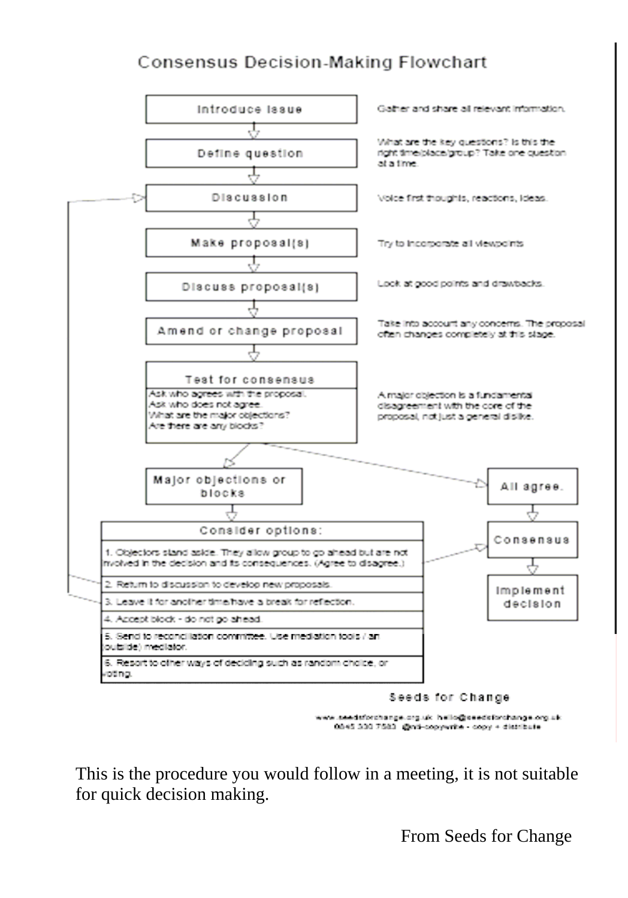# Consensus Decision-Making Flowchart

**Introduce issue** — Gather and share all relevant information.

↓

**Define question** — What are the key questions? Is this the right time/place/group? Take one question at a time.

↓

**Discussion** — Voice first thoughts, reactions, ideas.

↓

**Make proposal(s)** — Try to incorporate all viewpoints

↓

**Discuss proposal(s)** — Look at good points and drawbacks.

↓

**Amend or change proposal** — Take into account any concerns. The proposal often changes completely at this stage.

↓

**Test for consensus**

- Ask who agrees with the proposal.
- Ask who does not agree.
- What are the major objections?
- Are there are any blocks?

A major objection is a fundamental disagreement with the core of the proposal, not just a general dislike.

↓

**Major objections or blocks** → **Consider options:**

1. Objectors stand aside. They allow group to go ahead but are not involved in the decision and its consequences. (Agree to disagree.) → Consensus
2. Return to discussion to develop new proposals. → Discussion
3. Leave it for another time/have a break for reflection. → Discussion
4. Accept block - do not go ahead.
5. Send to reconciliation committee. Use mediation tools / an (outside) mediator.
6. Resort to other ways of deciding such as random choice, or voting.

**All agree.** → **Consensus** → **Implement decision**

Seeds for Change

www.seedsforchange.org.uk hello@seedsforchange.org.uk 0845 330 7583 @nti-copywrite - copy + distribute

This is the procedure you would follow in a meeting, it is not suitable for quick decision making.

From Seeds for Change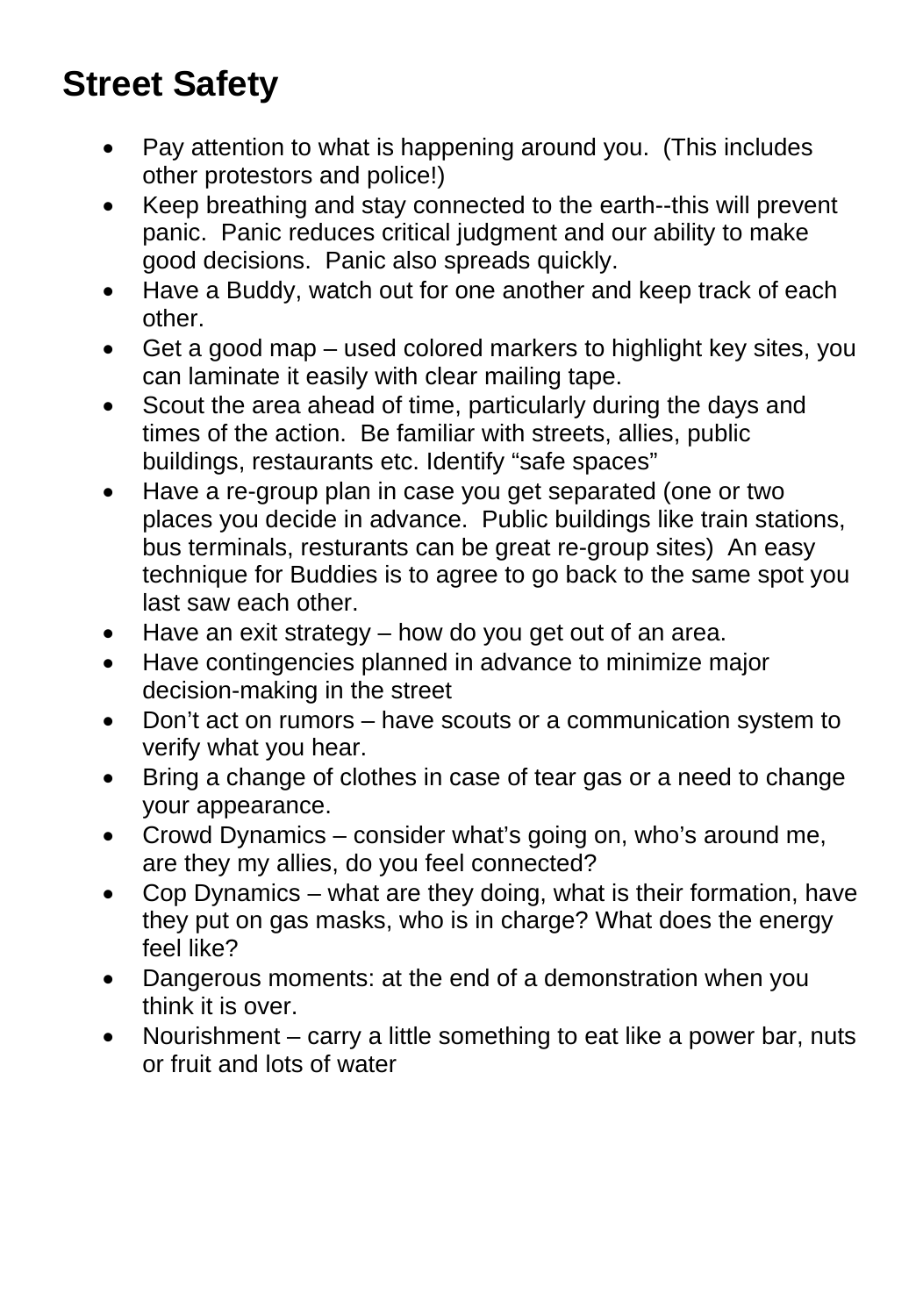# Street Safety

- Pay attention to what is happening around you. (This includes other protestors and police!)
- Keep breathing and stay connected to the earth--this will prevent panic. Panic reduces critical judgment and our ability to make good decisions. Panic also spreads quickly.
- Have a Buddy, watch out for one another and keep track of each other.
- Get a good map – used colored markers to highlight key sites, you can laminate it easily with clear mailing tape.
- Scout the area ahead of time, particularly during the days and times of the action. Be familiar with streets, allies, public buildings, restaurants etc. Identify "safe spaces"
- Have a re-group plan in case you get separated (one or two places you decide in advance. Public buildings like train stations, bus terminals, resturants can be great re-group sites) An easy technique for Buddies is to agree to go back to the same spot you last saw each other.
- Have an exit strategy – how do you get out of an area.
- Have contingencies planned in advance to minimize major decision-making in the street
- Don't act on rumors – have scouts or a communication system to verify what you hear.
- Bring a change of clothes in case of tear gas or a need to change your appearance.
- Crowd Dynamics – consider what's going on, who's around me, are they my allies, do you feel connected?
- Cop Dynamics – what are they doing, what is their formation, have they put on gas masks, who is in charge? What does the energy feel like?
- Dangerous moments: at the end of a demonstration when you think it is over.
- Nourishment – carry a little something to eat like a power bar, nuts or fruit and lots of water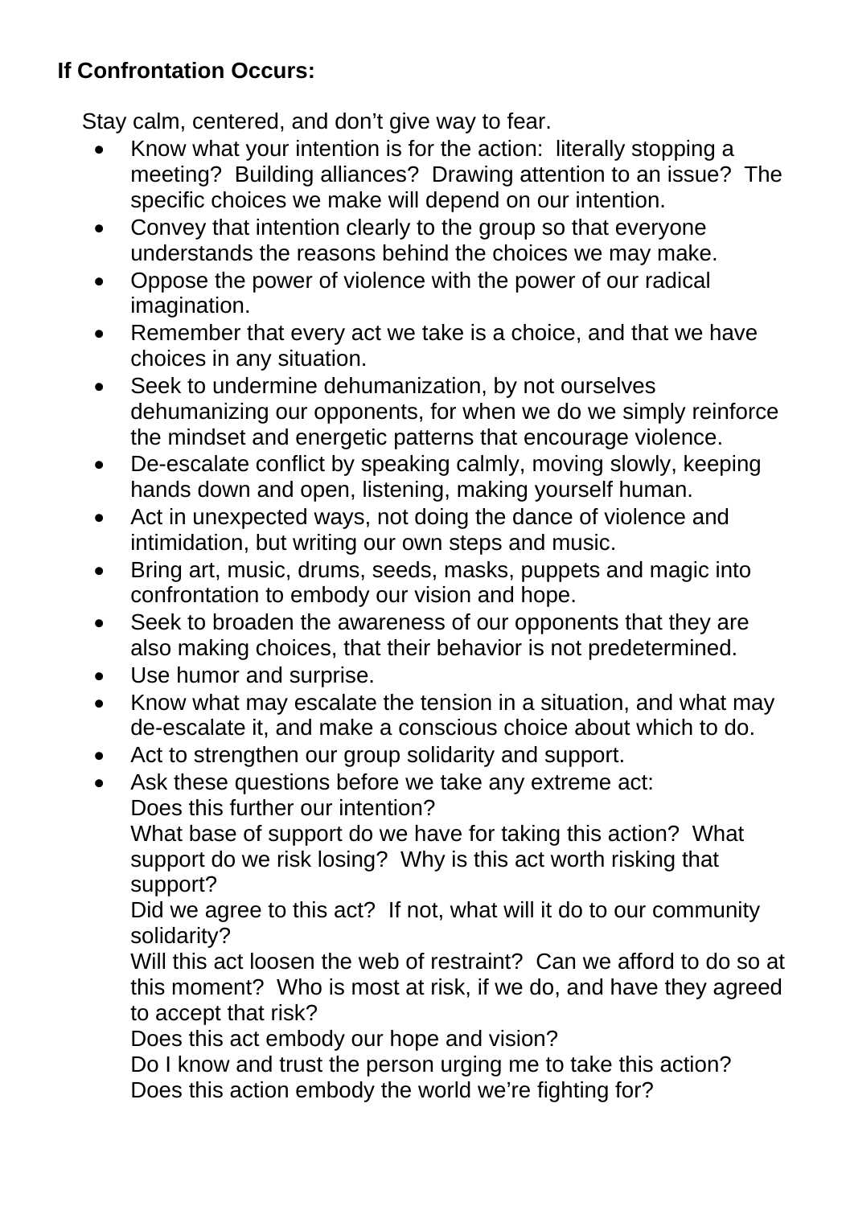**If Confrontation Occurs:**

Stay calm, centered, and don't give way to fear.

- Know what your intention is for the action: literally stopping a meeting? Building alliances? Drawing attention to an issue? The specific choices we make will depend on our intention.
- Convey that intention clearly to the group so that everyone understands the reasons behind the choices we may make.
- Oppose the power of violence with the power of our radical imagination.
- Remember that every act we take is a choice, and that we have choices in any situation.
- Seek to undermine dehumanization, by not ourselves dehumanizing our opponents, for when we do we simply reinforce the mindset and energetic patterns that encourage violence.
- De-escalate conflict by speaking calmly, moving slowly, keeping hands down and open, listening, making yourself human.
- Act in unexpected ways, not doing the dance of violence and intimidation, but writing our own steps and music.
- Bring art, music, drums, seeds, masks, puppets and magic into confrontation to embody our vision and hope.
- Seek to broaden the awareness of our opponents that they are also making choices, that their behavior is not predetermined.
- Use humor and surprise.
- Know what may escalate the tension in a situation, and what may de-escalate it, and make a conscious choice about which to do.
- Act to strengthen our group solidarity and support.
- Ask these questions before we take any extreme act:
  Does this further our intention?
  What base of support do we have for taking this action? What support do we risk losing? Why is this act worth risking that support?
  Did we agree to this act? If not, what will it do to our community solidarity?
  Will this act loosen the web of restraint? Can we afford to do so at this moment? Who is most at risk, if we do, and have they agreed to accept that risk?
  Does this act embody our hope and vision?
  Do I know and trust the person urging me to take this action?
  Does this action embody the world we're fighting for?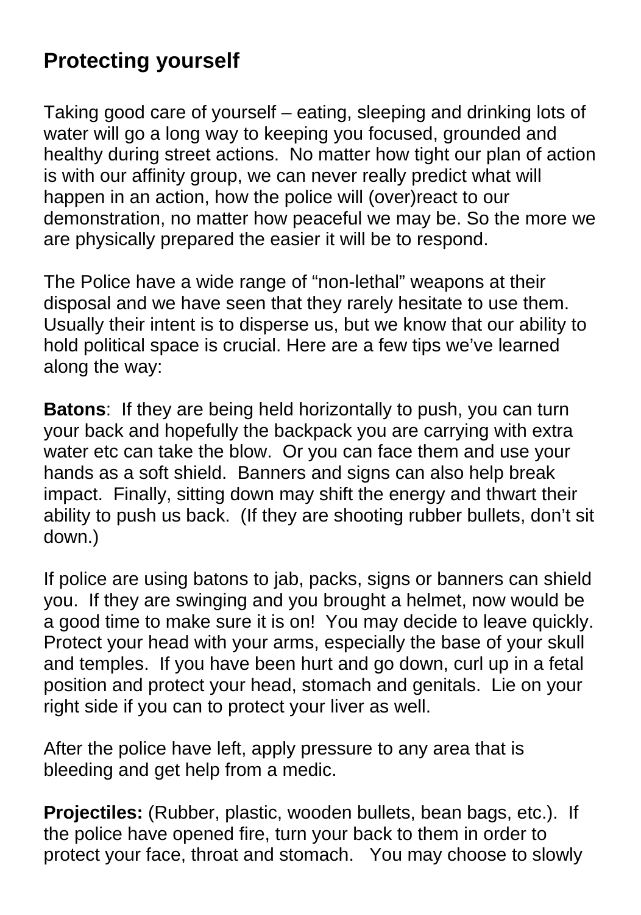## Protecting yourself

Taking good care of yourself – eating, sleeping and drinking lots of water will go a long way to keeping you focused, grounded and healthy during street actions. No matter how tight our plan of action is with our affinity group, we can never really predict what will happen in an action, how the police will (over)react to our demonstration, no matter how peaceful we may be. So the more we are physically prepared the easier it will be to respond.

The Police have a wide range of "non-lethal" weapons at their disposal and we have seen that they rarely hesitate to use them. Usually their intent is to disperse us, but we know that our ability to hold political space is crucial. Here are a few tips we've learned along the way:

**Batons**: If they are being held horizontally to push, you can turn your back and hopefully the backpack you are carrying with extra water etc can take the blow. Or you can face them and use your hands as a soft shield. Banners and signs can also help break impact. Finally, sitting down may shift the energy and thwart their ability to push us back. (If they are shooting rubber bullets, don't sit down.)

If police are using batons to jab, packs, signs or banners can shield you. If they are swinging and you brought a helmet, now would be a good time to make sure it is on! You may decide to leave quickly. Protect your head with your arms, especially the base of your skull and temples. If you have been hurt and go down, curl up in a fetal position and protect your head, stomach and genitals. Lie on your right side if you can to protect your liver as well.

After the police have left, apply pressure to any area that is bleeding and get help from a medic.

**Projectiles:** (Rubber, plastic, wooden bullets, bean bags, etc.). If the police have opened fire, turn your back to them in order to protect your face, throat and stomach. You may choose to slowly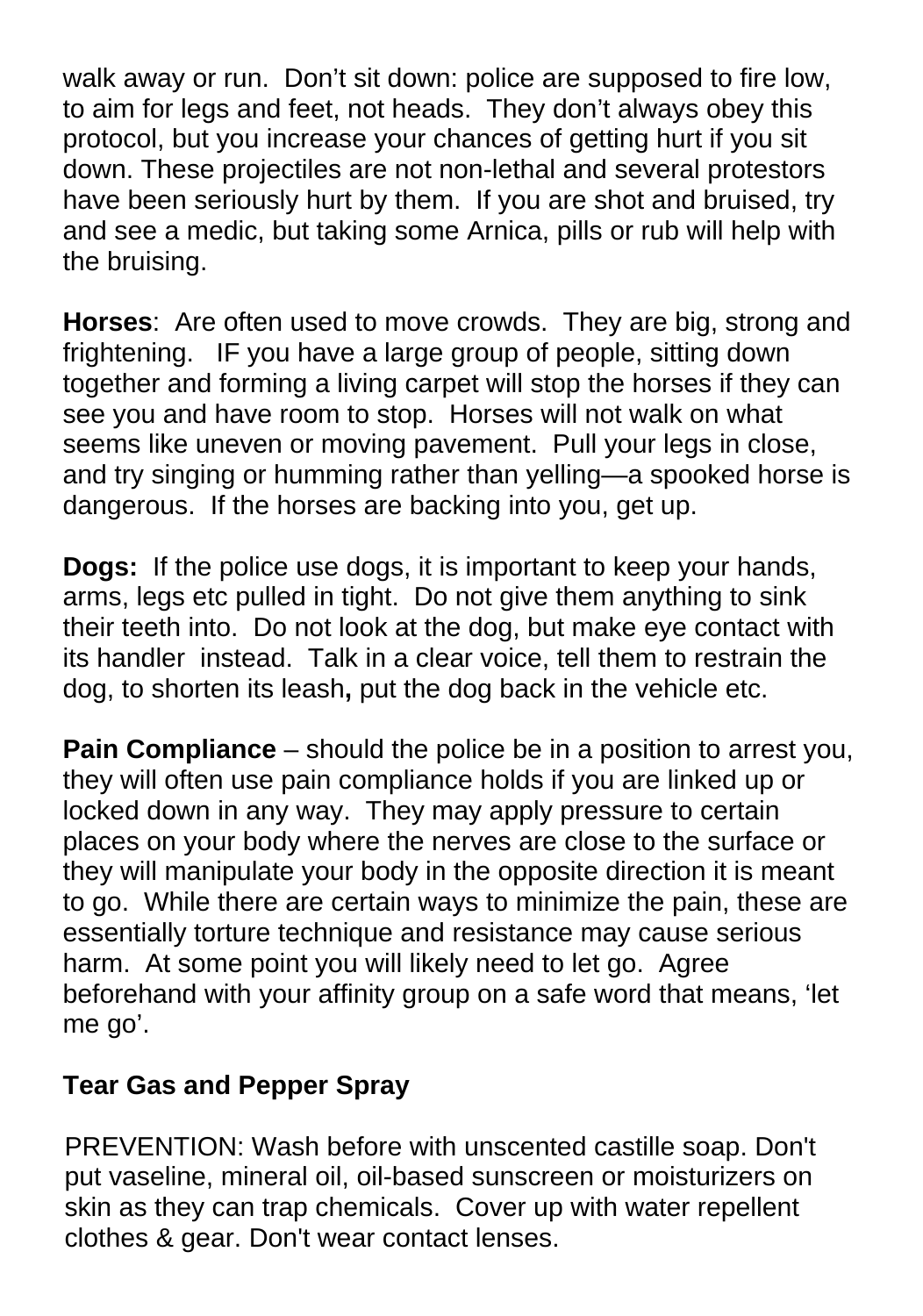walk away or run. Don't sit down: police are supposed to fire low, to aim for legs and feet, not heads. They don't always obey this protocol, but you increase your chances of getting hurt if you sit down. These projectiles are not non-lethal and several protestors have been seriously hurt by them. If you are shot and bruised, try and see a medic, but taking some Arnica, pills or rub will help with the bruising.

**Horses**: Are often used to move crowds. They are big, strong and frightening. IF you have a large group of people, sitting down together and forming a living carpet will stop the horses if they can see you and have room to stop. Horses will not walk on what seems like uneven or moving pavement. Pull your legs in close, and try singing or humming rather than yelling—a spooked horse is dangerous. If the horses are backing into you, get up.

**Dogs:** If the police use dogs, it is important to keep your hands, arms, legs etc pulled in tight. Do not give them anything to sink their teeth into. Do not look at the dog, but make eye contact with its handler instead. Talk in a clear voice, tell them to restrain the dog, to shorten its leash**,** put the dog back in the vehicle etc.

**Pain Compliance** – should the police be in a position to arrest you, they will often use pain compliance holds if you are linked up or locked down in any way. They may apply pressure to certain places on your body where the nerves are close to the surface or they will manipulate your body in the opposite direction it is meant to go. While there are certain ways to minimize the pain, these are essentially torture technique and resistance may cause serious harm. At some point you will likely need to let go. Agree beforehand with your affinity group on a safe word that means, 'let me go'.

**Tear Gas and Pepper Spray**

PREVENTION: Wash before with unscented castille soap. Don't put vaseline, mineral oil, oil-based sunscreen or moisturizers on skin as they can trap chemicals. Cover up with water repellent clothes & gear. Don't wear contact lenses.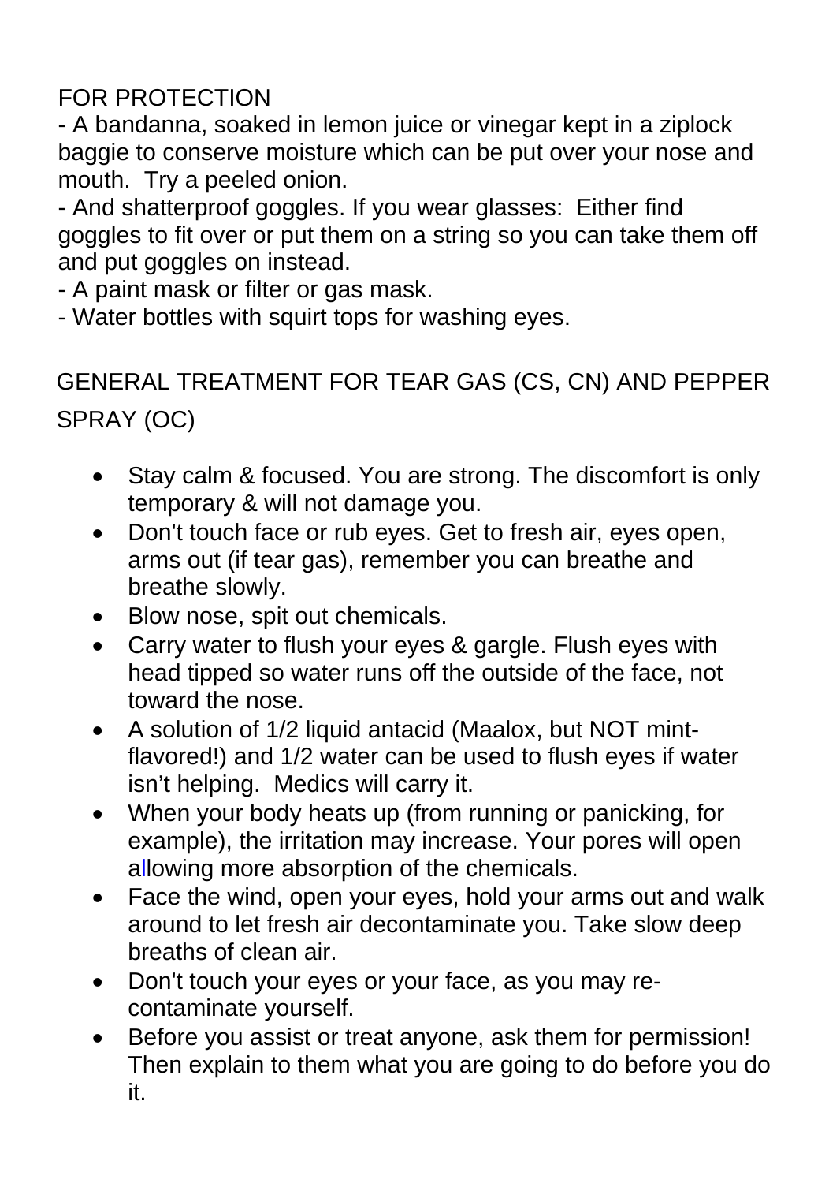## FOR PROTECTION

- A bandanna, soaked in lemon juice or vinegar kept in a ziplock baggie to conserve moisture which can be put over your nose and mouth.  Try a peeled onion.
- And shatterproof goggles. If you wear glasses:  Either find goggles to fit over or put them on a string so you can take them off and put goggles on instead.
- A paint mask or filter or gas mask.
- Water bottles with squirt tops for washing eyes.

## GENERAL TREATMENT FOR TEAR GAS (CS, CN) AND PEPPER SPRAY (OC)

- Stay calm & focused. You are strong. The discomfort is only temporary & will not damage you.
- Don't touch face or rub eyes. Get to fresh air, eyes open, arms out (if tear gas), remember you can breathe and breathe slowly.
- Blow nose, spit out chemicals.
- Carry water to flush your eyes & gargle. Flush eyes with head tipped so water runs off the outside of the face, not toward the nose.
- A solution of 1/2 liquid antacid (Maalox, but NOT mint-flavored!) and 1/2 water can be used to flush eyes if water isn't helping.  Medics will carry it.
- When your body heats up (from running or panicking, for example), the irritation may increase. Your pores will open allowing more absorption of the chemicals.
- Face the wind, open your eyes, hold your arms out and walk around to let fresh air decontaminate you. Take slow deep breaths of clean air.
- Don't touch your eyes or your face, as you may re-contaminate yourself.
- Before you assist or treat anyone, ask them for permission! Then explain to them what you are going to do before you do it.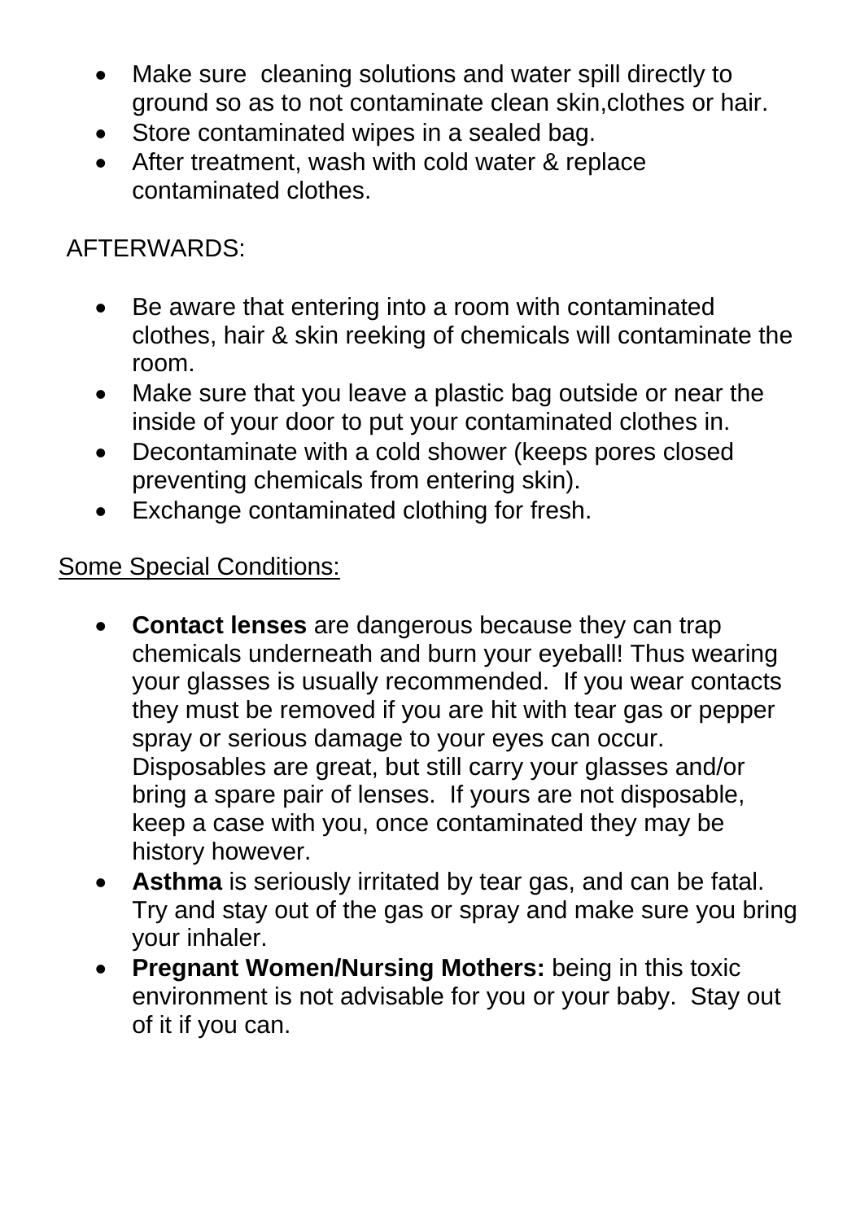- Make sure  cleaning solutions and water spill directly to ground so as to not contaminate clean skin,clothes or hair.
- Store contaminated wipes in a sealed bag.
- After treatment, wash with cold water & replace contaminated clothes.

AFTERWARDS:

- Be aware that entering into a room with contaminated clothes, hair & skin reeking of chemicals will contaminate the room.
- Make sure that you leave a plastic bag outside or near the inside of your door to put your contaminated clothes in.
- Decontaminate with a cold shower (keeps pores closed preventing chemicals from entering skin).
- Exchange contaminated clothing for fresh.

<u>Some Special Conditions:</u>

- **Contact lenses** are dangerous because they can trap chemicals underneath and burn your eyeball! Thus wearing your glasses is usually recommended.  If you wear contacts they must be removed if you are hit with tear gas or pepper spray or serious damage to your eyes can occur. Disposables are great, but still carry your glasses and/or bring a spare pair of lenses.  If yours are not disposable, keep a case with you, once contaminated they may be history however.
- **Asthma** is seriously irritated by tear gas, and can be fatal. Try and stay out of the gas or spray and make sure you bring your inhaler.
- **Pregnant Women/Nursing Mothers:** being in this toxic environment is not advisable for you or your baby.  Stay out of it if you can.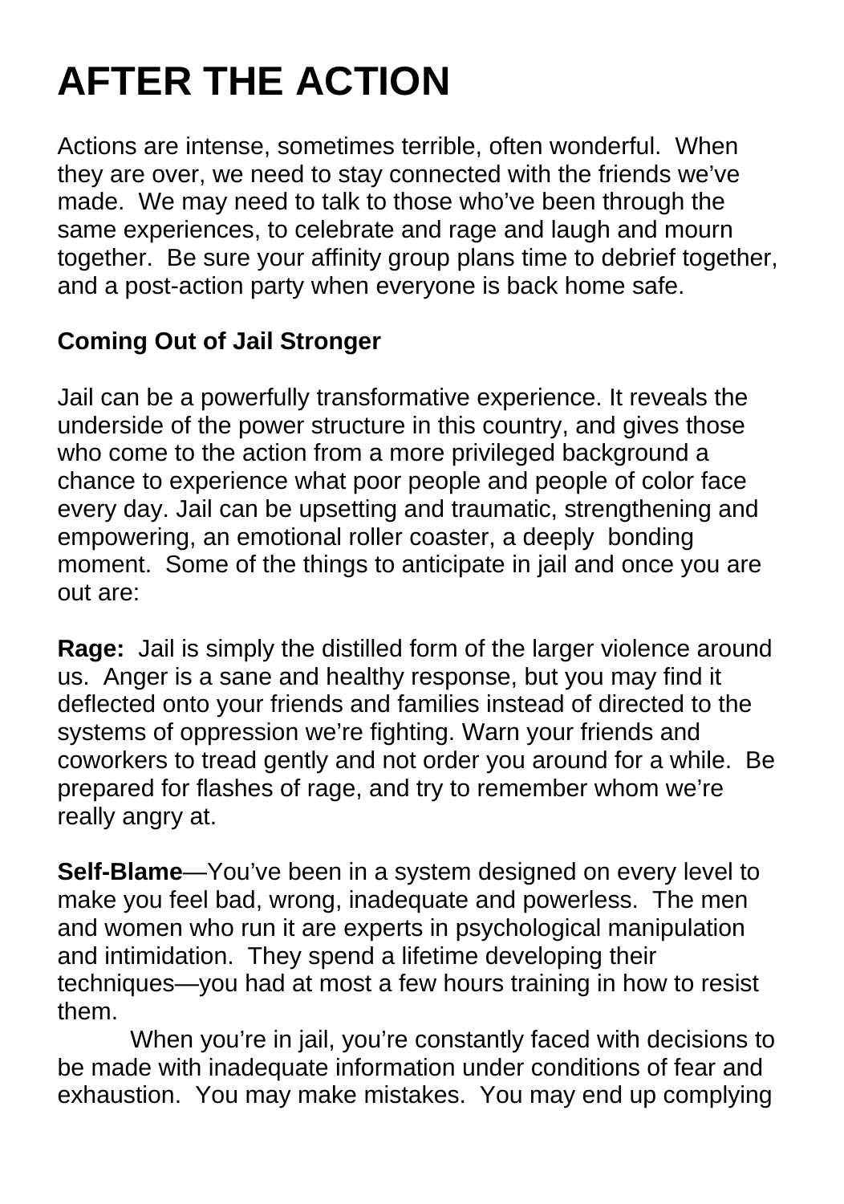# AFTER THE ACTION

Actions are intense, sometimes terrible, often wonderful. When they are over, we need to stay connected with the friends we've made. We may need to talk to those who've been through the same experiences, to celebrate and rage and laugh and mourn together. Be sure your affinity group plans time to debrief together, and a post-action party when everyone is back home safe.

### Coming Out of Jail Stronger

Jail can be a powerfully transformative experience. It reveals the underside of the power structure in this country, and gives those who come to the action from a more privileged background a chance to experience what poor people and people of color face every day. Jail can be upsetting and traumatic, strengthening and empowering, an emotional roller coaster, a deeply bonding moment. Some of the things to anticipate in jail and once you are out are:

**Rage:** Jail is simply the distilled form of the larger violence around us. Anger is a sane and healthy response, but you may find it deflected onto your friends and families instead of directed to the systems of oppression we're fighting. Warn your friends and coworkers to tread gently and not order you around for a while. Be prepared for flashes of rage, and try to remember whom we're really angry at.

**Self-Blame**—You've been in a system designed on every level to make you feel bad, wrong, inadequate and powerless. The men and women who run it are experts in psychological manipulation and intimidation. They spend a lifetime developing their techniques—you had at most a few hours training in how to resist them.

When you're in jail, you're constantly faced with decisions to be made with inadequate information under conditions of fear and exhaustion. You may make mistakes. You may end up complying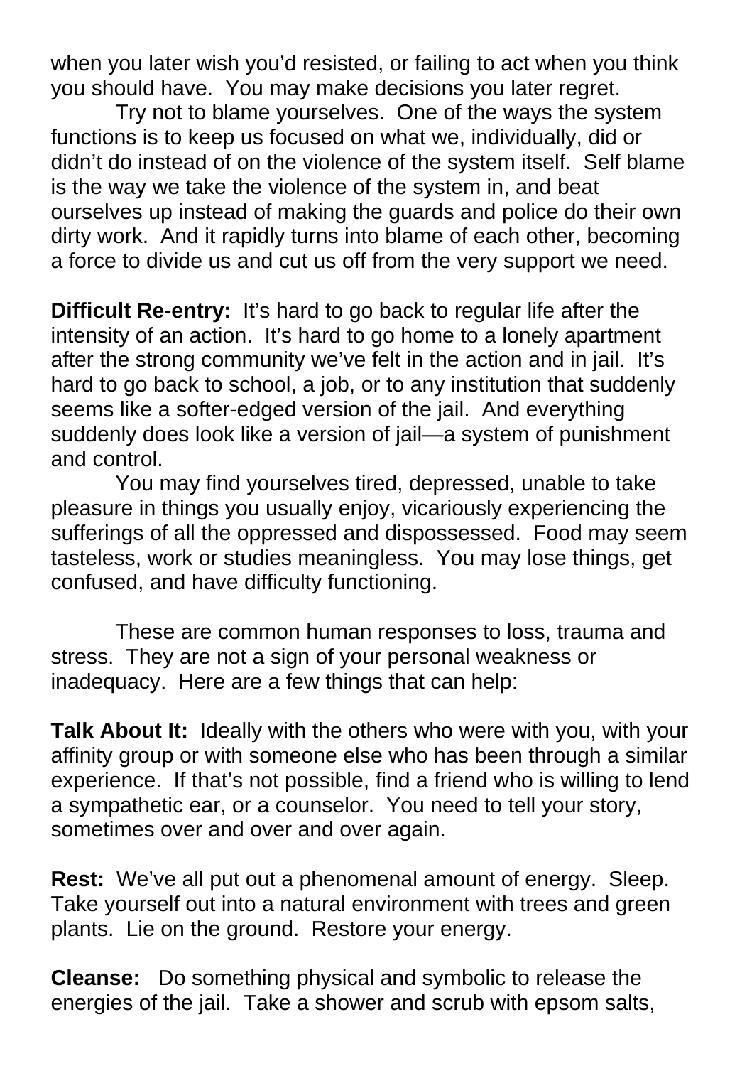when you later wish you'd resisted, or failing to act when you think you should have. You may make decisions you later regret.

Try not to blame yourselves. One of the ways the system functions is to keep us focused on what we, individually, did or didn't do instead of on the violence of the system itself. Self blame is the way we take the violence of the system in, and beat ourselves up instead of making the guards and police do their own dirty work. And it rapidly turns into blame of each other, becoming a force to divide us and cut us off from the very support we need.

**Difficult Re-entry:** It's hard to go back to regular life after the intensity of an action. It's hard to go home to a lonely apartment after the strong community we've felt in the action and in jail. It's hard to go back to school, a job, or to any institution that suddenly seems like a softer-edged version of the jail. And everything suddenly does look like a version of jail—a system of punishment and control.

You may find yourselves tired, depressed, unable to take pleasure in things you usually enjoy, vicariously experiencing the sufferings of all the oppressed and dispossessed. Food may seem tasteless, work or studies meaningless. You may lose things, get confused, and have difficulty functioning.

These are common human responses to loss, trauma and stress. They are not a sign of your personal weakness or inadequacy. Here are a few things that can help:

**Talk About It:** Ideally with the others who were with you, with your affinity group or with someone else who has been through a similar experience. If that's not possible, find a friend who is willing to lend a sympathetic ear, or a counselor. You need to tell your story, sometimes over and over and over again.

**Rest:** We've all put out a phenomenal amount of energy. Sleep. Take yourself out into a natural environment with trees and green plants. Lie on the ground. Restore your energy.

**Cleanse:** Do something physical and symbolic to release the energies of the jail. Take a shower and scrub with epsom salts,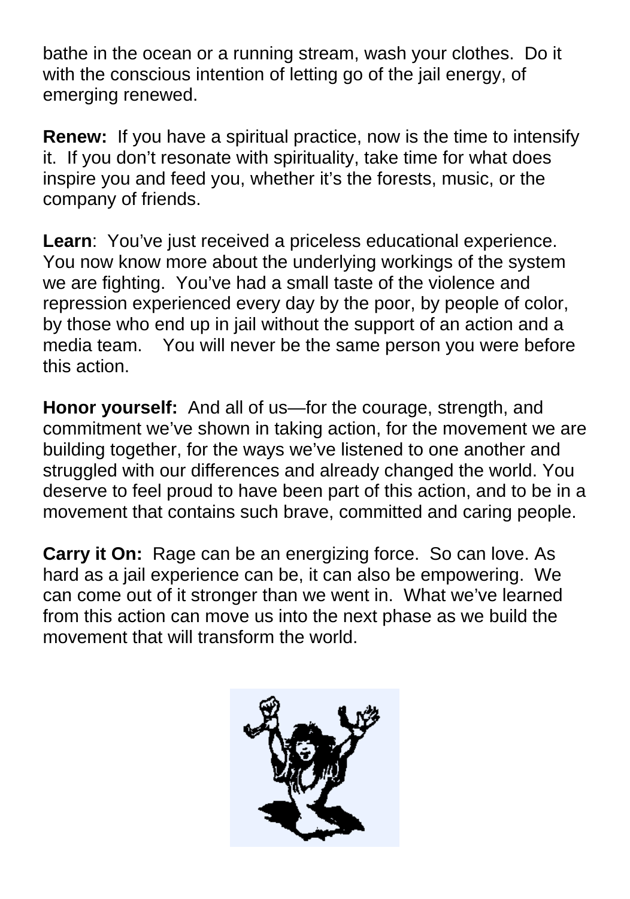bathe in the ocean or a running stream, wash your clothes. Do it with the conscious intention of letting go of the jail energy, of emerging renewed.

**Renew:** If you have a spiritual practice, now is the time to intensify it. If you don't resonate with spirituality, take time for what does inspire you and feed you, whether it's the forests, music, or the company of friends.

**Learn**: You've just received a priceless educational experience. You now know more about the underlying workings of the system we are fighting. You've had a small taste of the violence and repression experienced every day by the poor, by people of color, by those who end up in jail without the support of an action and a media team. You will never be the same person you were before this action.

**Honor yourself:** And all of us—for the courage, strength, and commitment we've shown in taking action, for the movement we are building together, for the ways we've listened to one another and struggled with our differences and already changed the world. You deserve to feel proud to have been part of this action, and to be in a movement that contains such brave, committed and caring people.

**Carry it On:** Rage can be an energizing force. So can love. As hard as a jail experience can be, it can also be empowering. We can come out of it stronger than we went in. What we've learned from this action can move us into the next phase as we build the movement that will transform the world.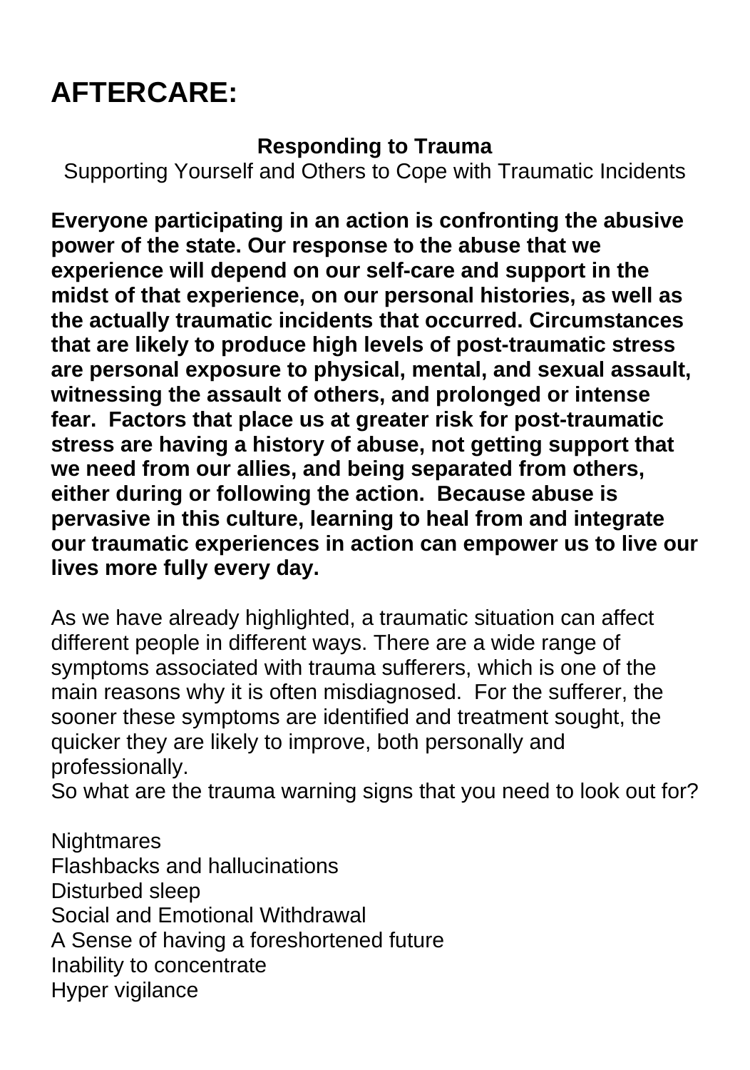# AFTERCARE:

**Responding to Trauma**

Supporting Yourself and Others to Cope with Traumatic Incidents

**Everyone participating in an action is confronting the abusive power of the state. Our response to the abuse that we experience will depend on our self-care and support in the midst of that experience, on our personal histories, as well as the actually traumatic incidents that occurred. Circumstances that are likely to produce high levels of post-traumatic stress are personal exposure to physical, mental, and sexual assault, witnessing the assault of others, and prolonged or intense fear. Factors that place us at greater risk for post-traumatic stress are having a history of abuse, not getting support that we need from our allies, and being separated from others, either during or following the action. Because abuse is pervasive in this culture, learning to heal from and integrate our traumatic experiences in action can empower us to live our lives more fully every day.**

As we have already highlighted, a traumatic situation can affect different people in different ways. There are a wide range of symptoms associated with trauma sufferers, which is one of the main reasons why it is often misdiagnosed. For the sufferer, the sooner these symptoms are identified and treatment sought, the quicker they are likely to improve, both personally and professionally.
So what are the trauma warning signs that you need to look out for?

Nightmares
Flashbacks and hallucinations
Disturbed sleep
Social and Emotional Withdrawal
A Sense of having a foreshortened future
Inability to concentrate
Hyper vigilance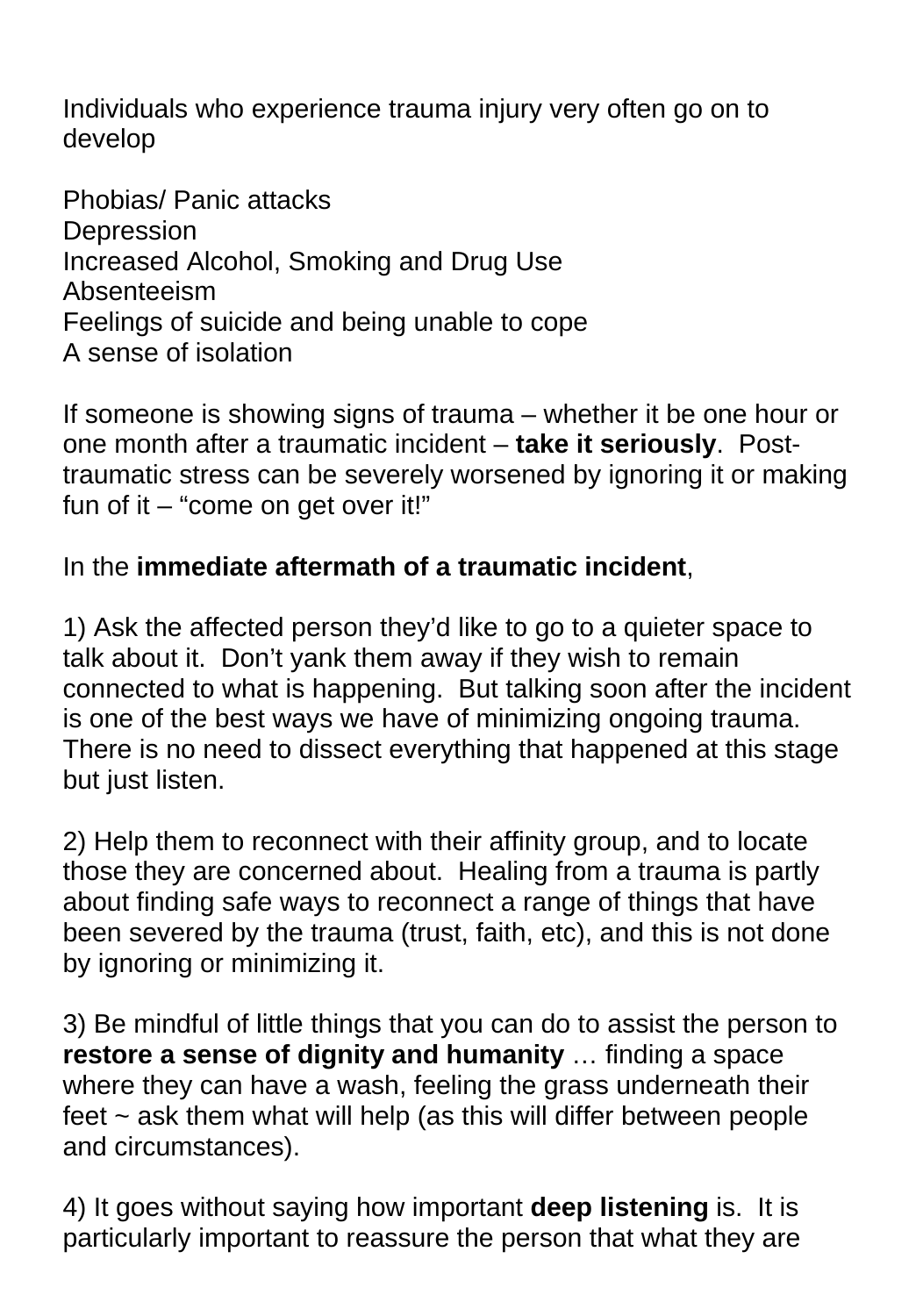Individuals who experience trauma injury very often go on to develop

Phobias/ Panic attacks
Depression
Increased Alcohol, Smoking and Drug Use
Absenteeism
Feelings of suicide and being unable to cope
A sense of isolation

If someone is showing signs of trauma – whether it be one hour or one month after a traumatic incident – **take it seriously**. Post-traumatic stress can be severely worsened by ignoring it or making fun of it – "come on get over it!"

In the **immediate aftermath of a traumatic incident**,

1) Ask the affected person they'd like to go to a quieter space to talk about it. Don't yank them away if they wish to remain connected to what is happening. But talking soon after the incident is one of the best ways we have of minimizing ongoing trauma. There is no need to dissect everything that happened at this stage but just listen.

2) Help them to reconnect with their affinity group, and to locate those they are concerned about. Healing from a trauma is partly about finding safe ways to reconnect a range of things that have been severed by the trauma (trust, faith, etc), and this is not done by ignoring or minimizing it.

3) Be mindful of little things that you can do to assist the person to **restore a sense of dignity and humanity** … finding a space where they can have a wash, feeling the grass underneath their feet ~ ask them what will help (as this will differ between people and circumstances).

4) It goes without saying how important **deep listening** is. It is particularly important to reassure the person that what they are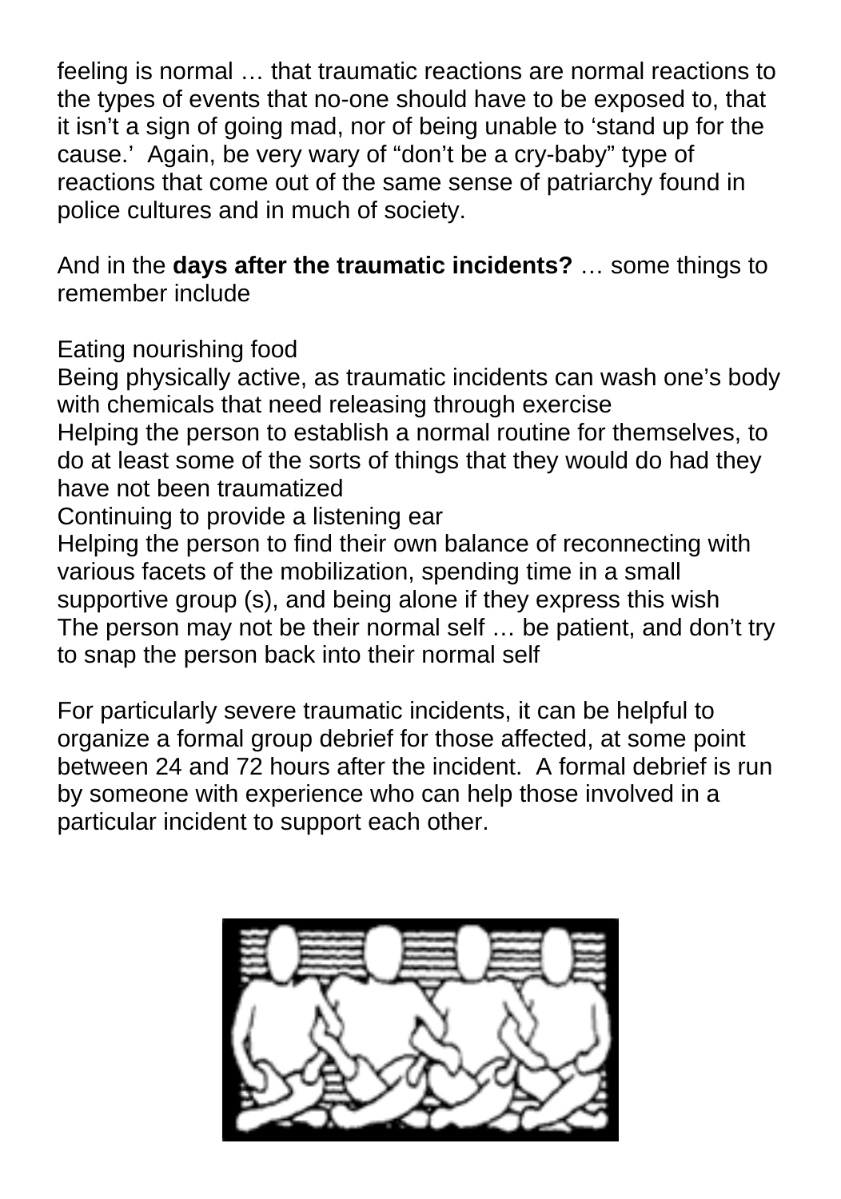feeling is normal … that traumatic reactions are normal reactions to the types of events that no-one should have to be exposed to, that it isn't a sign of going mad, nor of being unable to 'stand up for the cause.' Again, be very wary of "don't be a cry-baby" type of reactions that come out of the same sense of patriarchy found in police cultures and in much of society.

And in the **days after the traumatic incidents?** … some things to remember include

Eating nourishing food
Being physically active, as traumatic incidents can wash one's body with chemicals that need releasing through exercise
Helping the person to establish a normal routine for themselves, to do at least some of the sorts of things that they would do had they have not been traumatized
Continuing to provide a listening ear
Helping the person to find their own balance of reconnecting with various facets of the mobilization, spending time in a small supportive group (s), and being alone if they express this wish
The person may not be their normal self … be patient, and don't try to snap the person back into their normal self

For particularly severe traumatic incidents, it can be helpful to organize a formal group debrief for those affected, at some point between 24 and 72 hours after the incident. A formal debrief is run by someone with experience who can help those involved in a particular incident to support each other.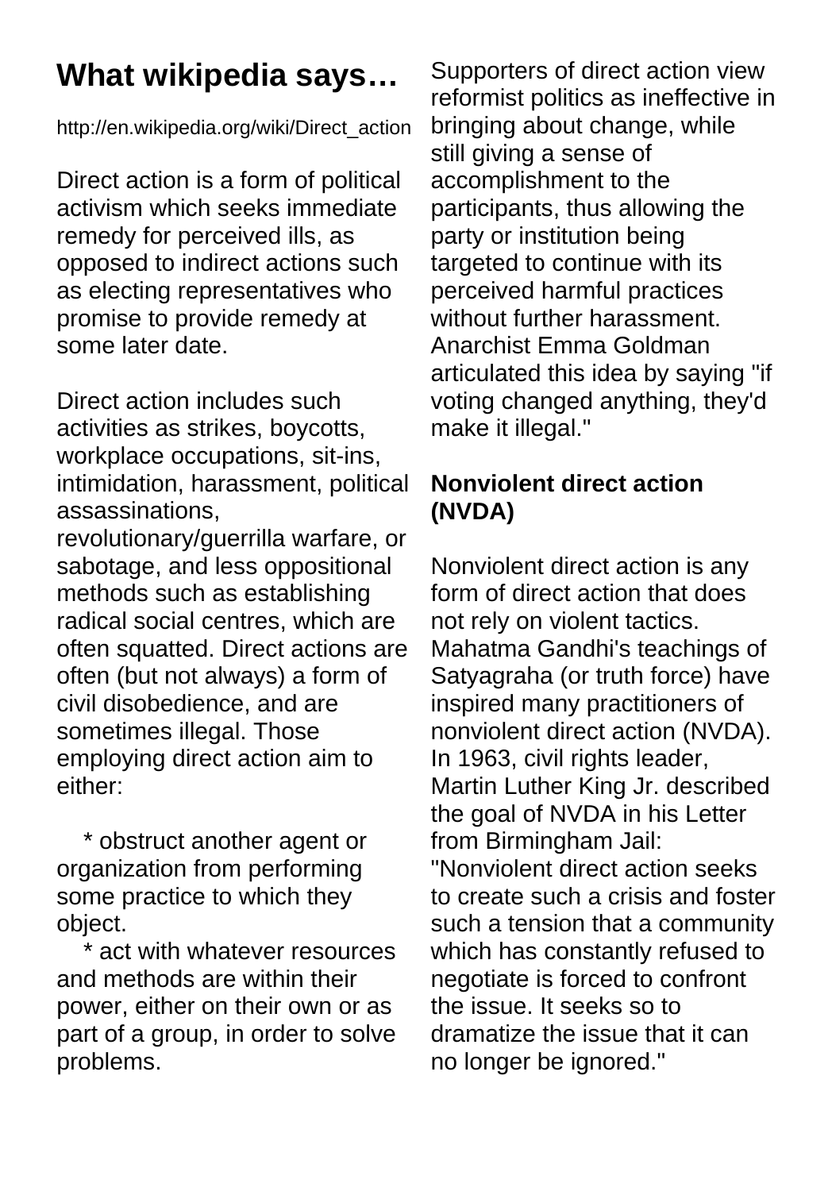# What wikipedia says…

http://en.wikipedia.org/wiki/Direct_action

Direct action is a form of political activism which seeks immediate remedy for perceived ills, as opposed to indirect actions such as electing representatives who promise to provide remedy at some later date.

Direct action includes such activities as strikes, boycotts, workplace occupations, sit-ins, intimidation, harassment, political assassinations, revolutionary/guerrilla warfare, or sabotage, and less oppositional methods such as establishing radical social centres, which are often squatted. Direct actions are often (but not always) a form of civil disobedience, and are sometimes illegal. Those employing direct action aim to either:

* obstruct another agent or organization from performing some practice to which they object.
* act with whatever resources and methods are within their power, either on their own or as part of a group, in order to solve problems.

Supporters of direct action view reformist politics as ineffective in bringing about change, while still giving a sense of accomplishment to the participants, thus allowing the party or institution being targeted to continue with its perceived harmful practices without further harassment. Anarchist Emma Goldman articulated this idea by saying "if voting changed anything, they'd make it illegal."

## Nonviolent direct action (NVDA)

Nonviolent direct action is any form of direct action that does not rely on violent tactics. Mahatma Gandhi's teachings of Satyagraha (or truth force) have inspired many practitioners of nonviolent direct action (NVDA). In 1963, civil rights leader, Martin Luther King Jr. described the goal of NVDA in his Letter from Birmingham Jail: "Nonviolent direct action seeks to create such a crisis and foster such a tension that a community which has constantly refused to negotiate is forced to confront the issue. It seeks so to dramatize the issue that it can no longer be ignored."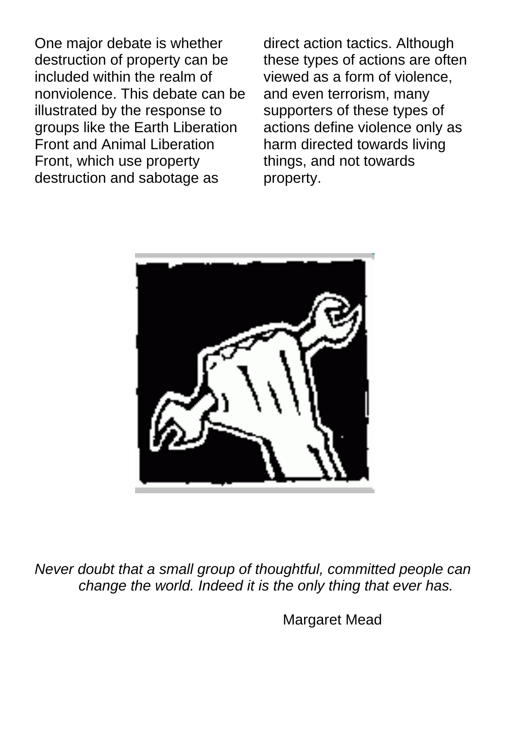One major debate is whether destruction of property can be included within the realm of nonviolence. This debate can be illustrated by the response to groups like the Earth Liberation Front and Animal Liberation Front, which use property destruction and sabotage as direct action tactics. Although these types of actions are often viewed as a form of violence, and even terrorism, many supporters of these types of actions define violence only as harm directed towards living things, and not towards property.

*Never doubt that a small group of thoughtful, committed people can change the world. Indeed it is the only thing that ever has.*

Margaret Mead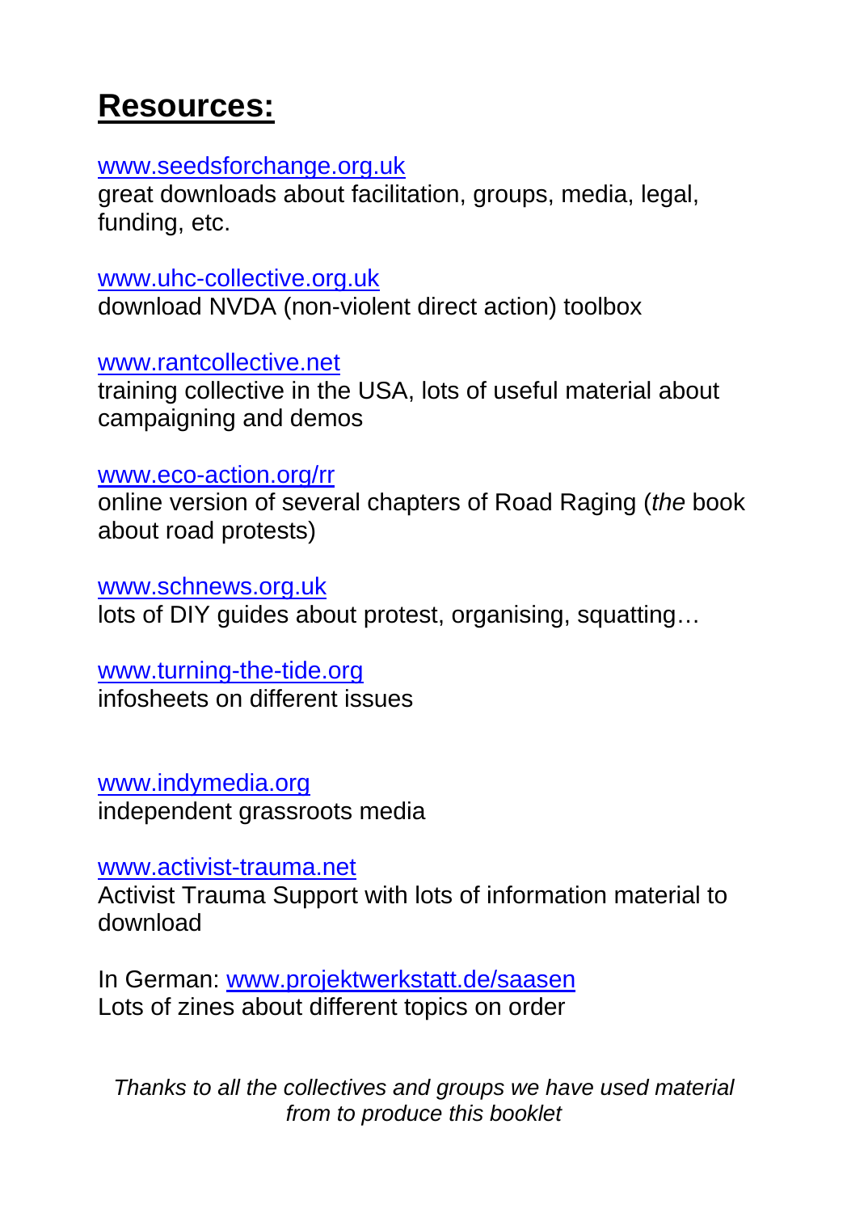# **Resources:**

www.seedsforchange.org.uk
great downloads about facilitation, groups, media, legal, funding, etc.

www.uhc-collective.org.uk
download NVDA (non-violent direct action) toolbox

www.rantcollective.net
training collective in the USA, lots of useful material about campaigning and demos

www.eco-action.org/rr
online version of several chapters of Road Raging (*the* book about road protests)

www.schnews.org.uk
lots of DIY guides about protest, organising, squatting…

www.turning-the-tide.org
infosheets on different issues

www.indymedia.org
independent grassroots media

www.activist-trauma.net
Activist Trauma Support with lots of information material to download

In German: www.projektwerkstatt.de/saasen
Lots of zines about different topics on order

*Thanks to all the collectives and groups we have used material from to produce this booklet*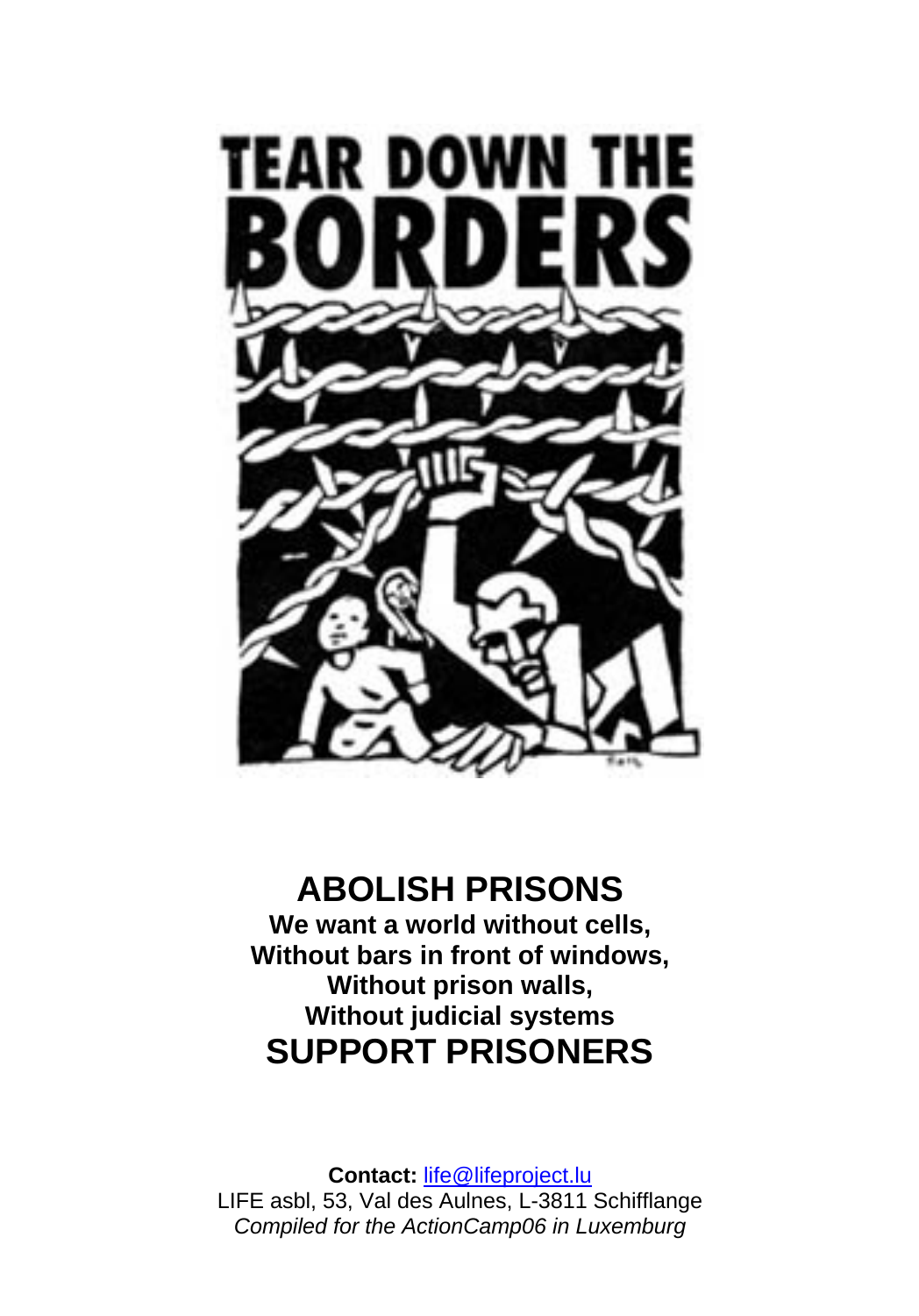# ABOLISH PRISONS

**We want a world without cells,**
**Without bars in front of windows,**
**Without prison walls,**
**Without judicial systems**

# SUPPORT PRISONERS

**Contact:** life@lifeproject.lu
LIFE asbl, 53, Val des Aulnes, L-3811 Schifflange
*Compiled for the ActionCamp06 in Luxemburg*